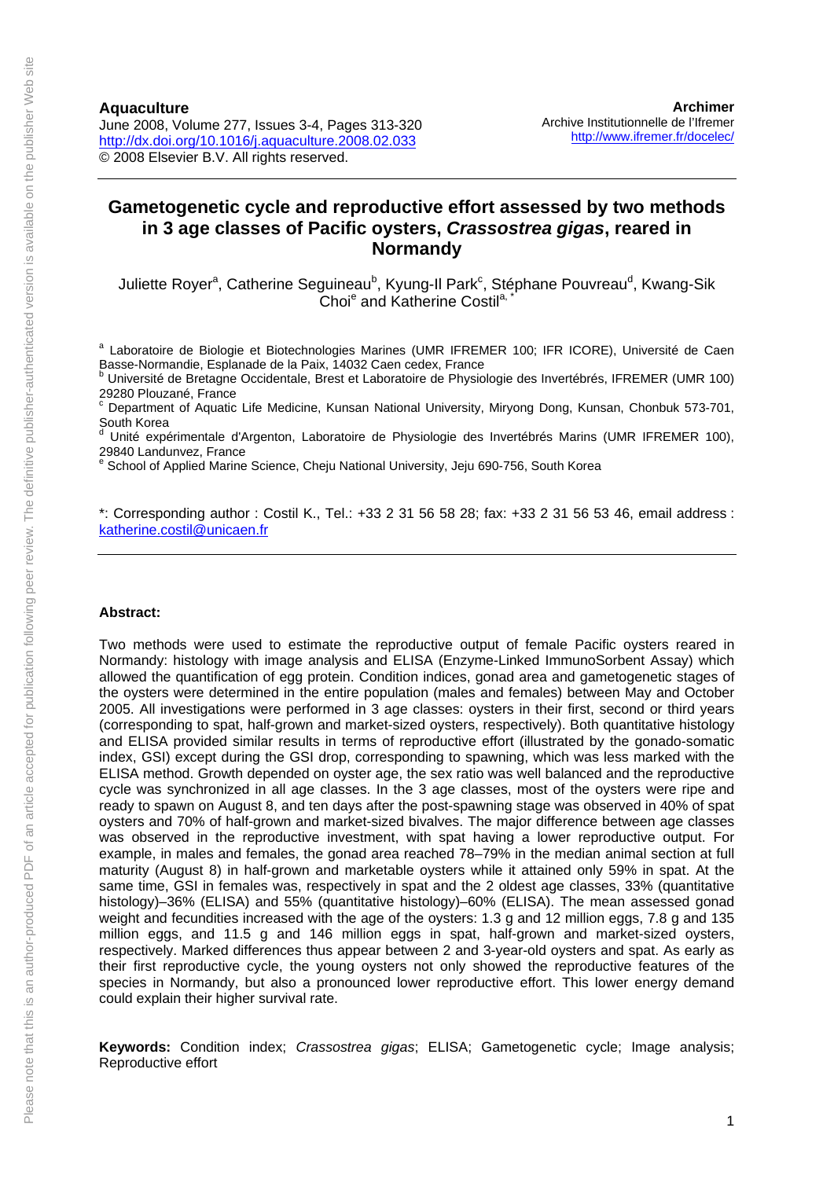**Aquaculture**
June 2008, Volume 277, Issues 3-4, Pages 313-320
http://dx.doi.org/10.1016/j.aquaculture.2008.02.033
© 2008 Elsevier B.V. All rights reserved.

**Archimer**
Archive Institutionnelle de l'Ifremer
http://www.ifremer.fr/docelec/

# Gametogenetic cycle and reproductive effort assessed by two methods in 3 age classes of Pacific oysters, *Crassostrea gigas*, reared in Normandy

Juliette Royer[a], Catherine Seguineau[b], Kyung-Il Park[c], Stéphane Pouvreau[d], Kwang-Sik Choi[e] and Katherine Costil[a, *]

[a] Laboratoire de Biologie et Biotechnologies Marines (UMR IFREMER 100; IFR ICORE), Université de Caen Basse-Normandie, Esplanade de la Paix, 14032 Caen cedex, France
[b] Université de Bretagne Occidentale, Brest et Laboratoire de Physiologie des Invertébrés, IFREMER (UMR 100) 29280 Plouzané, France
[c] Department of Aquatic Life Medicine, Kunsan National University, Miryong Dong, Kunsan, Chonbuk 573-701, South Korea
[d] Unité expérimentale d'Argenton, Laboratoire de Physiologie des Invertébrés Marins (UMR IFREMER 100), 29840 Landunvez, France
[e] School of Applied Marine Science, Cheju National University, Jeju 690-756, South Korea

*: Corresponding author : Costil K., Tel.: +33 2 31 56 58 28; fax: +33 2 31 56 53 46, email address : katherine.costil@unicaen.fr

**Abstract:**

Two methods were used to estimate the reproductive output of female Pacific oysters reared in Normandy: histology with image analysis and ELISA (Enzyme-Linked ImmunoSorbent Assay) which allowed the quantification of egg protein. Condition indices, gonad area and gametogenetic stages of the oysters were determined in the entire population (males and females) between May and October 2005. All investigations were performed in 3 age classes: oysters in their first, second or third years (corresponding to spat, half-grown and market-sized oysters, respectively). Both quantitative histology and ELISA provided similar results in terms of reproductive effort (illustrated by the gonado-somatic index, GSI) except during the GSI drop, corresponding to spawning, which was less marked with the ELISA method. Growth depended on oyster age, the sex ratio was well balanced and the reproductive cycle was synchronized in all age classes. In the 3 age classes, most of the oysters were ripe and ready to spawn on August 8, and ten days after the post-spawning stage was observed in 40% of spat oysters and 70% of half-grown and market-sized bivalves. The major difference between age classes was observed in the reproductive investment, with spat having a lower reproductive output. For example, in males and females, the gonad area reached 78–79% in the median animal section at full maturity (August 8) in half-grown and marketable oysters while it attained only 59% in spat. At the same time, GSI in females was, respectively in spat and the 2 oldest age classes, 33% (quantitative histology)–36% (ELISA) and 55% (quantitative histology)–60% (ELISA). The mean assessed gonad weight and fecundities increased with the age of the oysters: 1.3 g and 12 million eggs, 7.8 g and 135 million eggs, and 11.5 g and 146 million eggs in spat, half-grown and market-sized oysters, respectively. Marked differences thus appear between 2 and 3-year-old oysters and spat. As early as their first reproductive cycle, the young oysters not only showed the reproductive features of the species in Normandy, but also a pronounced lower reproductive effort. This lower energy demand could explain their higher survival rate.

**Keywords:** Condition index; *Crassostrea gigas*; ELISA; Gametogenetic cycle; Image analysis; Reproductive effort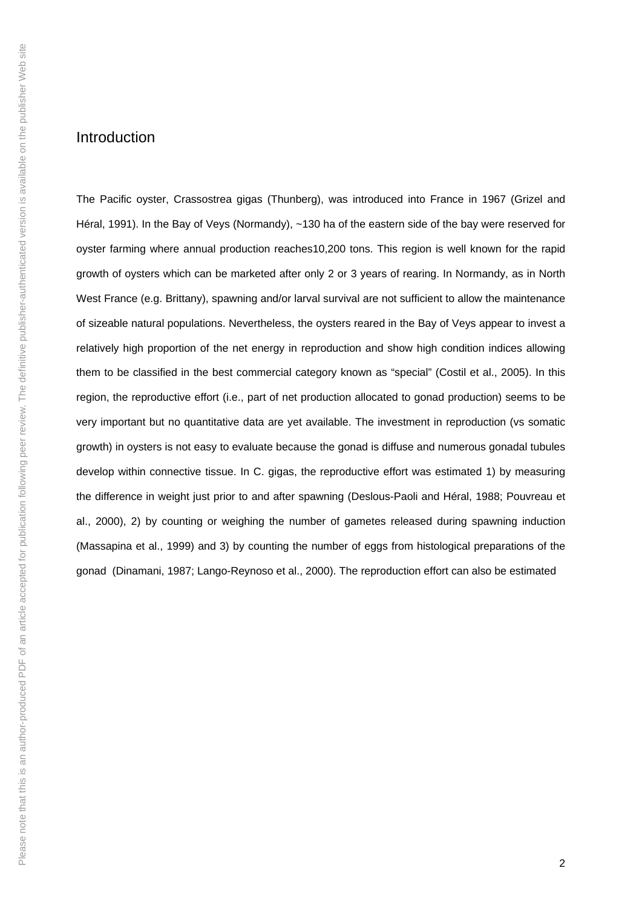## Introduction

The Pacific oyster, Crassostrea gigas (Thunberg), was introduced into France in 1967 (Grizel and Héral, 1991). In the Bay of Veys (Normandy), ~130 ha of the eastern side of the bay were reserved for oyster farming where annual production reaches10,200 tons. This region is well known for the rapid growth of oysters which can be marketed after only 2 or 3 years of rearing. In Normandy, as in North West France (e.g. Brittany), spawning and/or larval survival are not sufficient to allow the maintenance of sizeable natural populations. Nevertheless, the oysters reared in the Bay of Veys appear to invest a relatively high proportion of the net energy in reproduction and show high condition indices allowing them to be classified in the best commercial category known as "special" (Costil et al., 2005). In this region, the reproductive effort (i.e., part of net production allocated to gonad production) seems to be very important but no quantitative data are yet available. The investment in reproduction (vs somatic growth) in oysters is not easy to evaluate because the gonad is diffuse and numerous gonadal tubules develop within connective tissue. In C. gigas, the reproductive effort was estimated 1) by measuring the difference in weight just prior to and after spawning (Deslous-Paoli and Héral, 1988; Pouvreau et al., 2000), 2) by counting or weighing the number of gametes released during spawning induction (Massapina et al., 1999) and 3) by counting the number of eggs from histological preparations of the gonad (Dinamani, 1987; Lango-Reynoso et al., 2000). The reproduction effort can also be estimated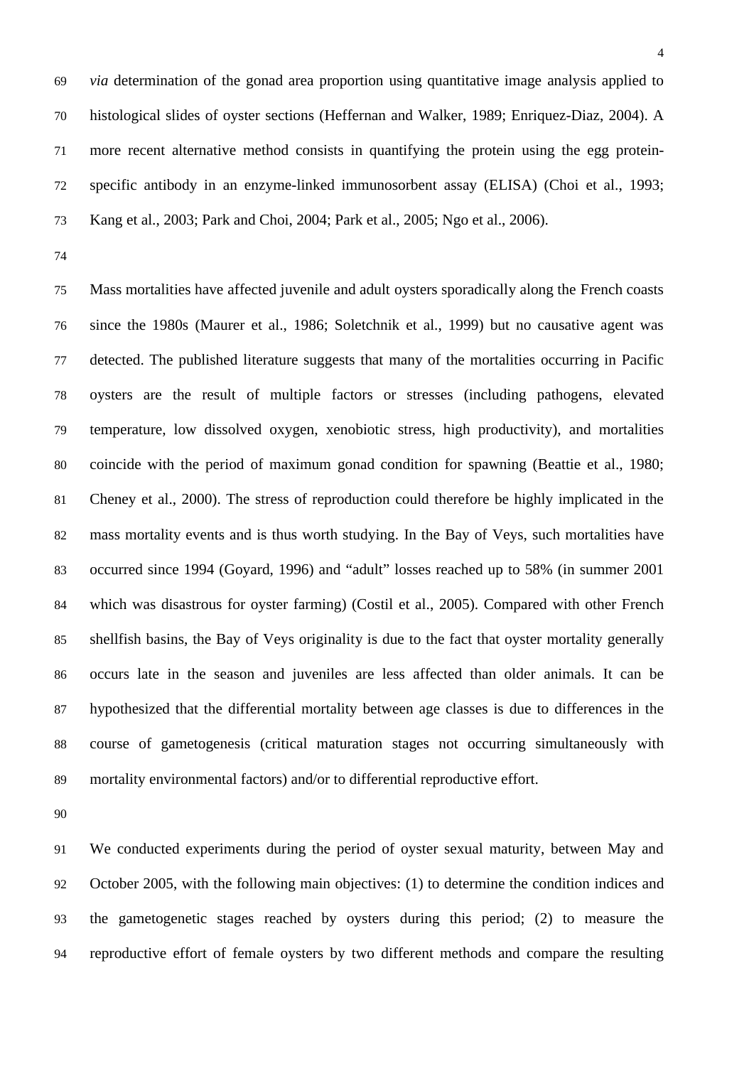*via* determination of the gonad area proportion using quantitative image analysis applied to histological slides of oyster sections (Heffernan and Walker, 1989; Enriquez-Diaz, 2004). A more recent alternative method consists in quantifying the protein using the egg protein-specific antibody in an enzyme-linked immunosorbent assay (ELISA) (Choi et al., 1993; Kang et al., 2003; Park and Choi, 2004; Park et al., 2005; Ngo et al., 2006).

Mass mortalities have affected juvenile and adult oysters sporadically along the French coasts since the 1980s (Maurer et al., 1986; Soletchnik et al., 1999) but no causative agent was detected. The published literature suggests that many of the mortalities occurring in Pacific oysters are the result of multiple factors or stresses (including pathogens, elevated temperature, low dissolved oxygen, xenobiotic stress, high productivity), and mortalities coincide with the period of maximum gonad condition for spawning (Beattie et al., 1980; Cheney et al., 2000). The stress of reproduction could therefore be highly implicated in the mass mortality events and is thus worth studying. In the Bay of Veys, such mortalities have occurred since 1994 (Goyard, 1996) and "adult" losses reached up to 58% (in summer 2001 which was disastrous for oyster farming) (Costil et al., 2005). Compared with other French shellfish basins, the Bay of Veys originality is due to the fact that oyster mortality generally occurs late in the season and juveniles are less affected than older animals. It can be hypothesized that the differential mortality between age classes is due to differences in the course of gametogenesis (critical maturation stages not occurring simultaneously with mortality environmental factors) and/or to differential reproductive effort.

We conducted experiments during the period of oyster sexual maturity, between May and October 2005, with the following main objectives: (1) to determine the condition indices and the gametogenetic stages reached by oysters during this period; (2) to measure the reproductive effort of female oysters by two different methods and compare the resulting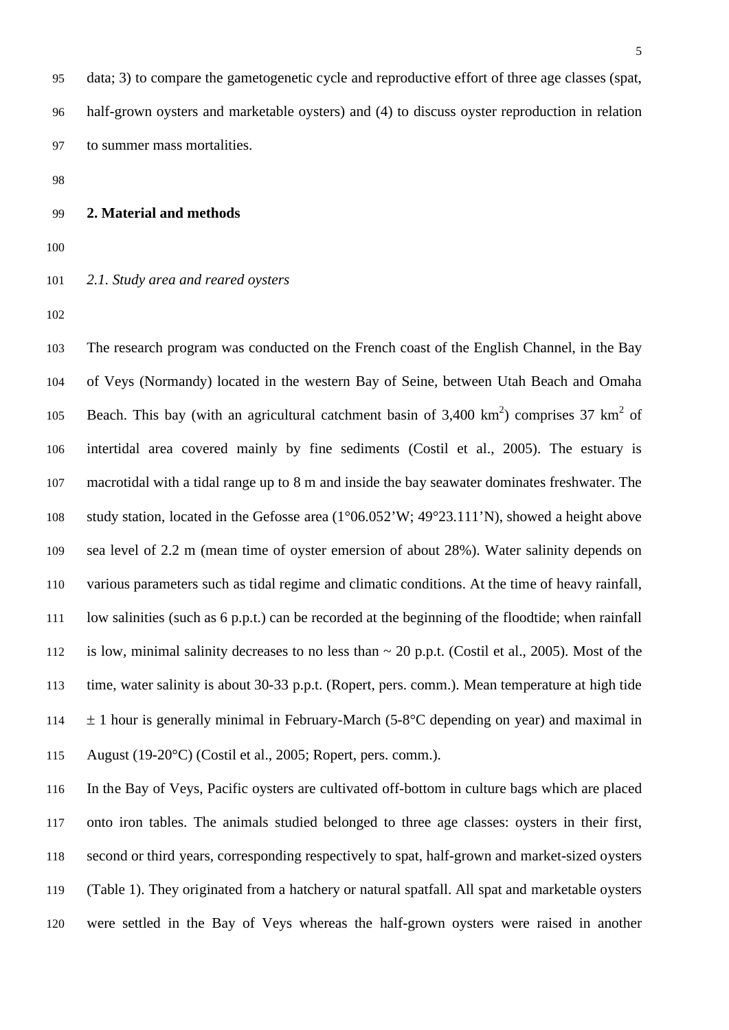data; 3) to compare the gametogenetic cycle and reproductive effort of three age classes (spat, half-grown oysters and marketable oysters) and (4) to discuss oyster reproduction in relation to summer mass mortalities.

## 2. Material and methods

### *2.1. Study area and reared oysters*

The research program was conducted on the French coast of the English Channel, in the Bay of Veys (Normandy) located in the western Bay of Seine, between Utah Beach and Omaha Beach. This bay (with an agricultural catchment basin of 3,400 km$^2$) comprises 37 km$^2$ of intertidal area covered mainly by fine sediments (Costil et al., 2005). The estuary is macrotidal with a tidal range up to 8 m and inside the bay seawater dominates freshwater. The study station, located in the Gefosse area (1°06.052'W; 49°23.111'N), showed a height above sea level of 2.2 m (mean time of oyster emersion of about 28%). Water salinity depends on various parameters such as tidal regime and climatic conditions. At the time of heavy rainfall, low salinities (such as 6 p.p.t.) can be recorded at the beginning of the floodtide; when rainfall is low, minimal salinity decreases to no less than ~ 20 p.p.t. (Costil et al., 2005). Most of the time, water salinity is about 30-33 p.p.t. (Ropert, pers. comm.). Mean temperature at high tide ± 1 hour is generally minimal in February-March (5-8°C depending on year) and maximal in August (19-20°C) (Costil et al., 2005; Ropert, pers. comm.).

In the Bay of Veys, Pacific oysters are cultivated off-bottom in culture bags which are placed onto iron tables. The animals studied belonged to three age classes: oysters in their first, second or third years, corresponding respectively to spat, half-grown and market-sized oysters (Table 1). They originated from a hatchery or natural spatfall. All spat and marketable oysters were settled in the Bay of Veys whereas the half-grown oysters were raised in another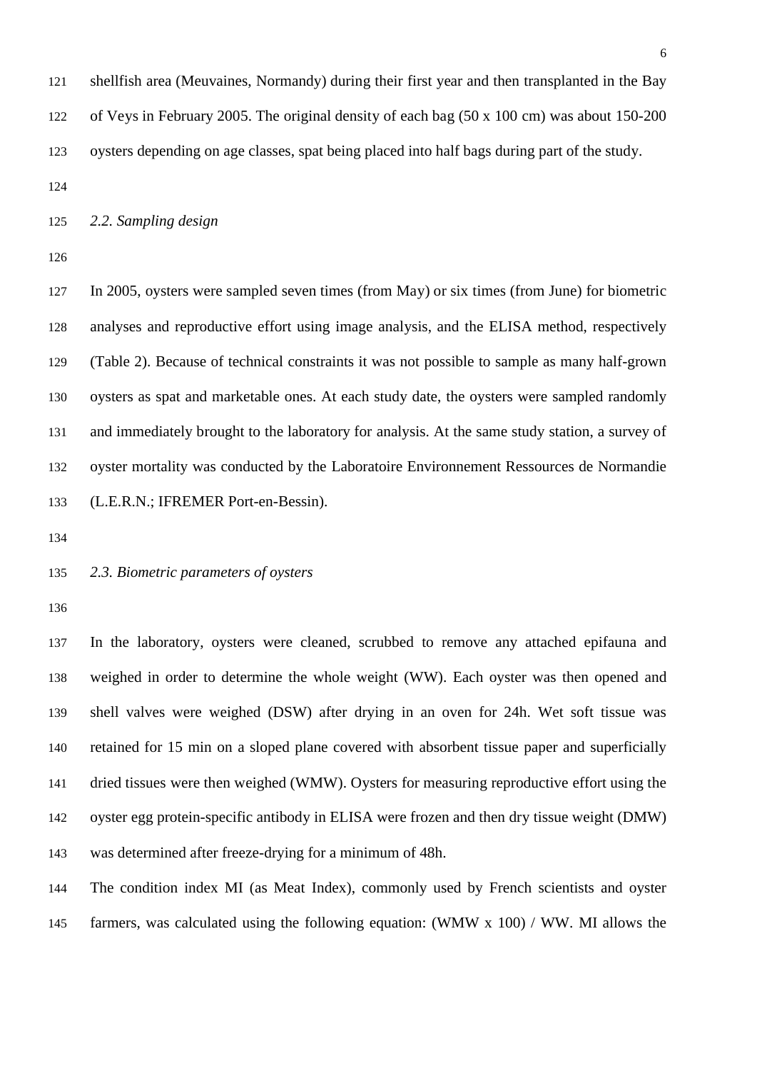shellfish area (Meuvaines, Normandy) during their first year and then transplanted in the Bay of Veys in February 2005. The original density of each bag (50 x 100 cm) was about 150-200 oysters depending on age classes, spat being placed into half bags during part of the study.

### *2.2. Sampling design*

In 2005, oysters were sampled seven times (from May) or six times (from June) for biometric analyses and reproductive effort using image analysis, and the ELISA method, respectively (Table 2). Because of technical constraints it was not possible to sample as many half-grown oysters as spat and marketable ones. At each study date, the oysters were sampled randomly and immediately brought to the laboratory for analysis. At the same study station, a survey of oyster mortality was conducted by the Laboratoire Environnement Ressources de Normandie (L.E.R.N.; IFREMER Port-en-Bessin).

### *2.3. Biometric parameters of oysters*

In the laboratory, oysters were cleaned, scrubbed to remove any attached epifauna and weighed in order to determine the whole weight (WW). Each oyster was then opened and shell valves were weighed (DSW) after drying in an oven for 24h. Wet soft tissue was retained for 15 min on a sloped plane covered with absorbent tissue paper and superficially dried tissues were then weighed (WMW). Oysters for measuring reproductive effort using the oyster egg protein-specific antibody in ELISA were frozen and then dry tissue weight (DMW) was determined after freeze-drying for a minimum of 48h.

The condition index MI (as Meat Index), commonly used by French scientists and oyster farmers, was calculated using the following equation: (WMW x 100) / WW. MI allows the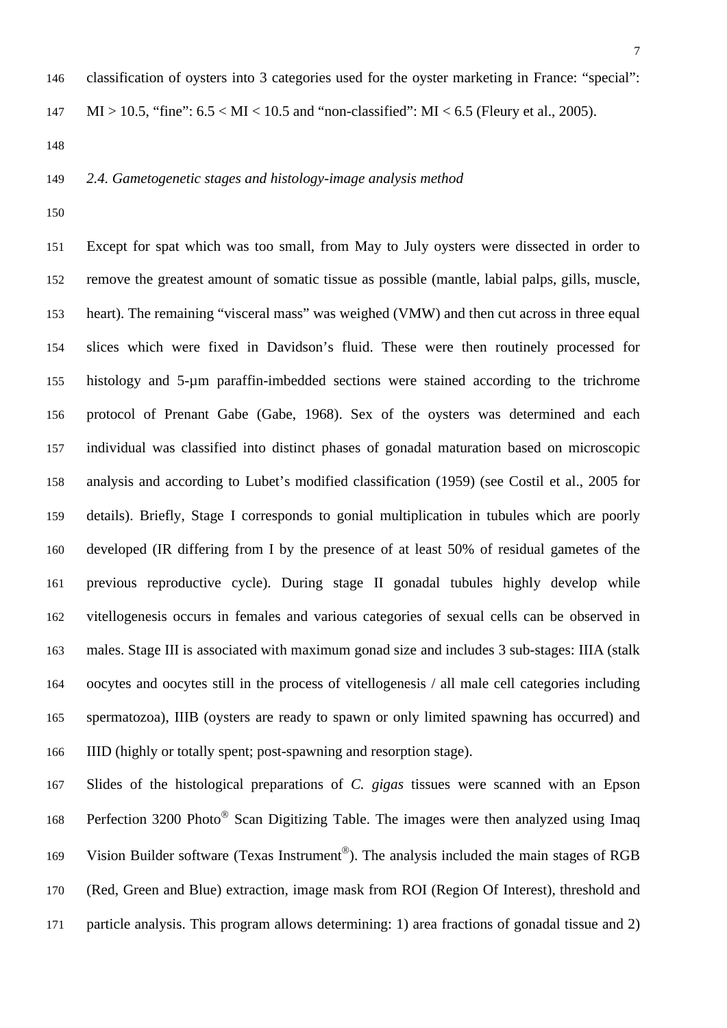classification of oysters into 3 categories used for the oyster marketing in France: "special": MI > 10.5, "fine": 6.5 < MI < 10.5 and "non-classified": MI < 6.5 (Fleury et al., 2005).

*2.4. Gametogenetic stages and histology-image analysis method*

Except for spat which was too small, from May to July oysters were dissected in order to remove the greatest amount of somatic tissue as possible (mantle, labial palps, gills, muscle, heart). The remaining "visceral mass" was weighed (VMW) and then cut across in three equal slices which were fixed in Davidson's fluid. These were then routinely processed for histology and 5-µm paraffin-imbedded sections were stained according to the trichrome protocol of Prenant Gabe (Gabe, 1968). Sex of the oysters was determined and each individual was classified into distinct phases of gonadal maturation based on microscopic analysis and according to Lubet's modified classification (1959) (see Costil et al., 2005 for details). Briefly, Stage I corresponds to gonial multiplication in tubules which are poorly developed (IR differing from I by the presence of at least 50% of residual gametes of the previous reproductive cycle). During stage II gonadal tubules highly develop while vitellogenesis occurs in females and various categories of sexual cells can be observed in males. Stage III is associated with maximum gonad size and includes 3 sub-stages: IIIA (stalk oocytes and oocytes still in the process of vitellogenesis / all male cell categories including spermatozoa), IIIB (oysters are ready to spawn or only limited spawning has occurred) and IIID (highly or totally spent; post-spawning and resorption stage).

Slides of the histological preparations of *C. gigas* tissues were scanned with an Epson Perfection 3200 Photo® Scan Digitizing Table. The images were then analyzed using Imaq Vision Builder software (Texas Instrument®). The analysis included the main stages of RGB (Red, Green and Blue) extraction, image mask from ROI (Region Of Interest), threshold and particle analysis. This program allows determining: 1) area fractions of gonadal tissue and 2)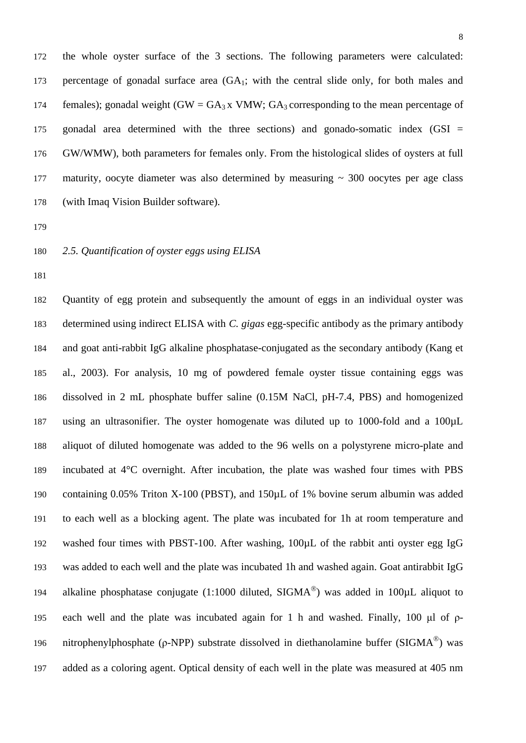the whole oyster surface of the 3 sections. The following parameters were calculated: percentage of gonadal surface area ($GA_1$; with the central slide only, for both males and females); gonadal weight ($GW = GA_3 \times VMW$; $GA_3$ corresponding to the mean percentage of gonadal area determined with the three sections) and gonado-somatic index ($GSI = GW/WMW$), both parameters for females only. From the histological slides of oysters at full maturity, oocyte diameter was also determined by measuring ~ 300 oocytes per age class (with Imaq Vision Builder software).

*2.5. Quantification of oyster eggs using ELISA*

Quantity of egg protein and subsequently the amount of eggs in an individual oyster was determined using indirect ELISA with *C. gigas* egg-specific antibody as the primary antibody and goat anti-rabbit IgG alkaline phosphatase-conjugated as the secondary antibody (Kang et al., 2003). For analysis, 10 mg of powdered female oyster tissue containing eggs was dissolved in 2 mL phosphate buffer saline (0.15M NaCl, pH-7.4, PBS) and homogenized using an ultrasonifier. The oyster homogenate was diluted up to 1000-fold and a 100µL aliquot of diluted homogenate was added to the 96 wells on a polystyrene micro-plate and incubated at 4°C overnight. After incubation, the plate was washed four times with PBS containing 0.05% Triton X-100 (PBST), and 150µL of 1% bovine serum albumin was added to each well as a blocking agent. The plate was incubated for 1h at room temperature and washed four times with PBST-100. After washing, 100µL of the rabbit anti oyster egg IgG was added to each well and the plate was incubated 1h and washed again. Goat antirabbit IgG alkaline phosphatase conjugate (1:1000 diluted, SIGMA®) was added in 100µL aliquot to each well and the plate was incubated again for 1 h and washed. Finally, 100 µl of ρ-nitrophenylphosphate (ρ-NPP) substrate dissolved in diethanolamine buffer (SIGMA®) was added as a coloring agent. Optical density of each well in the plate was measured at 405 nm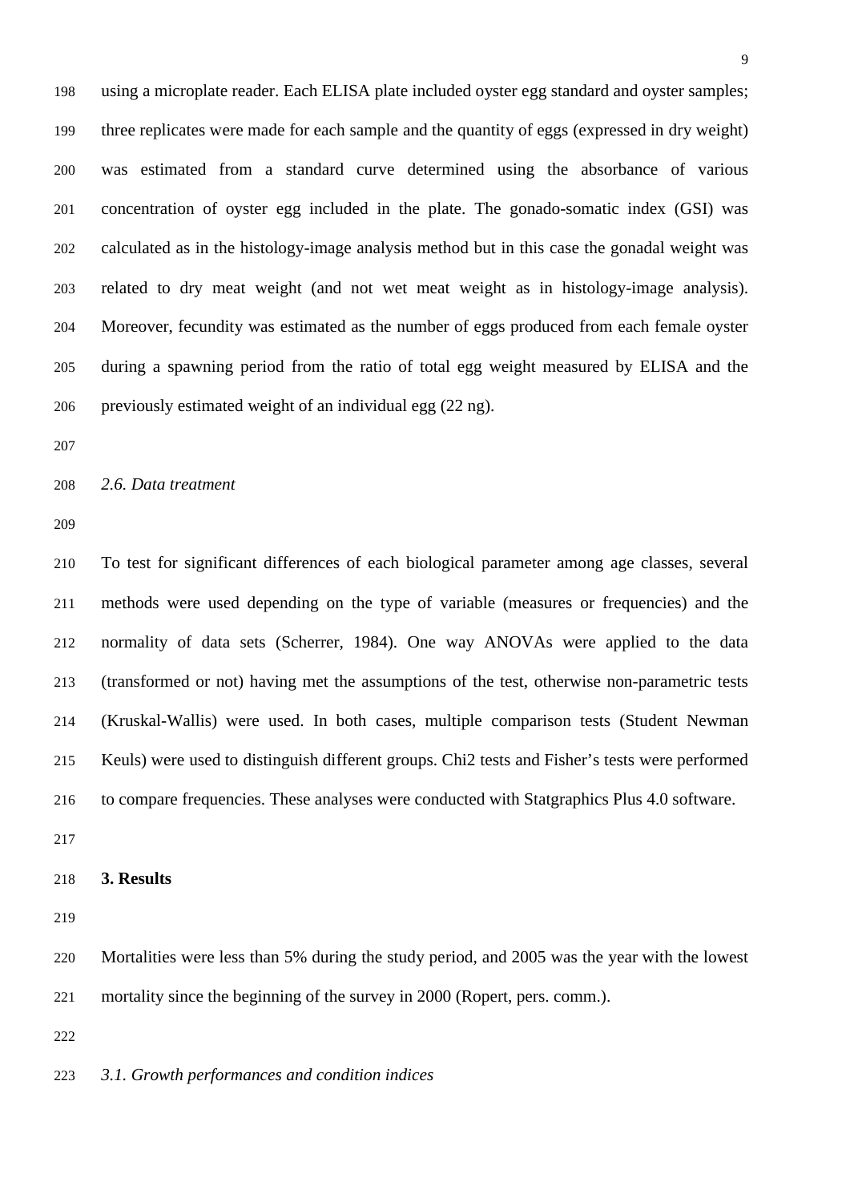using a microplate reader. Each ELISA plate included oyster egg standard and oyster samples; three replicates were made for each sample and the quantity of eggs (expressed in dry weight) was estimated from a standard curve determined using the absorbance of various concentration of oyster egg included in the plate. The gonado-somatic index (GSI) was calculated as in the histology-image analysis method but in this case the gonadal weight was related to dry meat weight (and not wet meat weight as in histology-image analysis). Moreover, fecundity was estimated as the number of eggs produced from each female oyster during a spawning period from the ratio of total egg weight measured by ELISA and the previously estimated weight of an individual egg (22 ng).

### *2.6. Data treatment*

To test for significant differences of each biological parameter among age classes, several methods were used depending on the type of variable (measures or frequencies) and the normality of data sets (Scherrer, 1984). One way ANOVAs were applied to the data (transformed or not) having met the assumptions of the test, otherwise non-parametric tests (Kruskal-Wallis) were used. In both cases, multiple comparison tests (Student Newman Keuls) were used to distinguish different groups. Chi2 tests and Fisher's tests were performed to compare frequencies. These analyses were conducted with Statgraphics Plus 4.0 software.

## 3. Results

Mortalities were less than 5% during the study period, and 2005 was the year with the lowest mortality since the beginning of the survey in 2000 (Ropert, pers. comm.).

### *3.1. Growth performances and condition indices*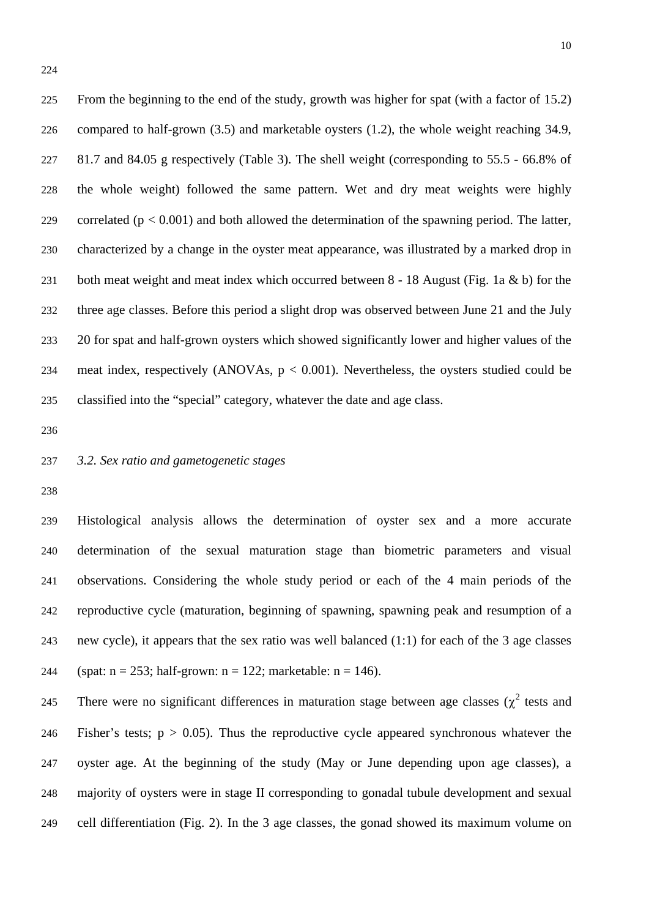From the beginning to the end of the study, growth was higher for spat (with a factor of 15.2) compared to half-grown (3.5) and marketable oysters (1.2), the whole weight reaching 34.9, 81.7 and 84.05 g respectively (Table 3). The shell weight (corresponding to 55.5 - 66.8% of the whole weight) followed the same pattern. Wet and dry meat weights were highly correlated ($p < 0.001$) and both allowed the determination of the spawning period. The latter, characterized by a change in the oyster meat appearance, was illustrated by a marked drop in both meat weight and meat index which occurred between 8 - 18 August (Fig. 1a & b) for the three age classes. Before this period a slight drop was observed between June 21 and the July 20 for spat and half-grown oysters which showed significantly lower and higher values of the meat index, respectively (ANOVAs, $p < 0.001$). Nevertheless, the oysters studied could be classified into the “special” category, whatever the date and age class.

### *3.2. Sex ratio and gametogenetic stages*

Histological analysis allows the determination of oyster sex and a more accurate determination of the sexual maturation stage than biometric parameters and visual observations. Considering the whole study period or each of the 4 main periods of the reproductive cycle (maturation, beginning of spawning, spawning peak and resumption of a new cycle), it appears that the sex ratio was well balanced (1:1) for each of the 3 age classes (spat: n = 253; half-grown: n = 122; marketable: n = 146).

There were no significant differences in maturation stage between age classes ($\chi^2$ tests and Fisher’s tests; $p > 0.05$). Thus the reproductive cycle appeared synchronous whatever the oyster age. At the beginning of the study (May or June depending upon age classes), a majority of oysters were in stage II corresponding to gonadal tubule development and sexual cell differentiation (Fig. 2). In the 3 age classes, the gonad showed its maximum volume on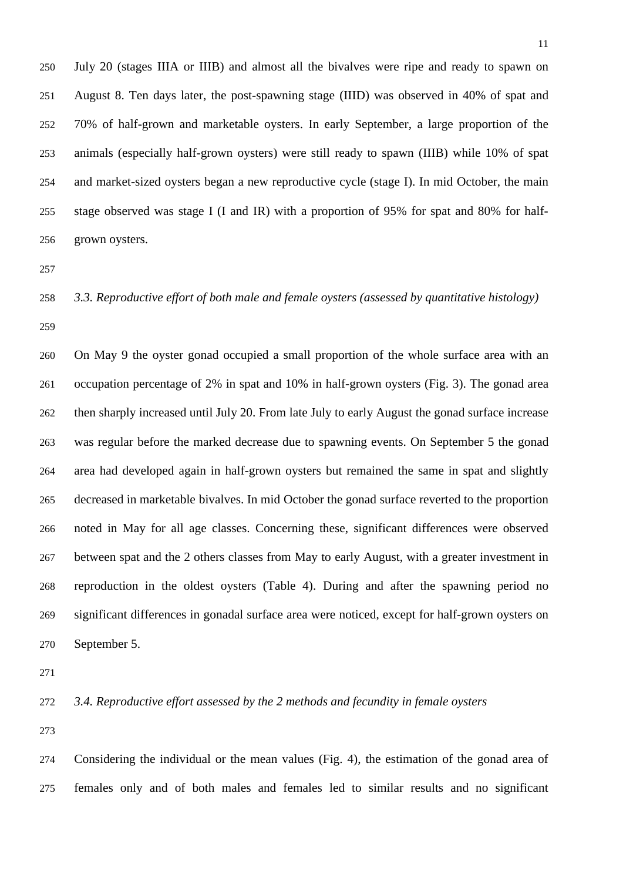July 20 (stages IIIA or IIIB) and almost all the bivalves were ripe and ready to spawn on August 8. Ten days later, the post-spawning stage (IIID) was observed in 40% of spat and 70% of half-grown and marketable oysters. In early September, a large proportion of the animals (especially half-grown oysters) were still ready to spawn (IIIB) while 10% of spat and market-sized oysters began a new reproductive cycle (stage I). In mid October, the main stage observed was stage I (I and IR) with a proportion of 95% for spat and 80% for half-grown oysters.

### *3.3. Reproductive effort of both male and female oysters (assessed by quantitative histology)*

On May 9 the oyster gonad occupied a small proportion of the whole surface area with an occupation percentage of 2% in spat and 10% in half-grown oysters (Fig. 3). The gonad area then sharply increased until July 20. From late July to early August the gonad surface increase was regular before the marked decrease due to spawning events. On September 5 the gonad area had developed again in half-grown oysters but remained the same in spat and slightly decreased in marketable bivalves. In mid October the gonad surface reverted to the proportion noted in May for all age classes. Concerning these, significant differences were observed between spat and the 2 others classes from May to early August, with a greater investment in reproduction in the oldest oysters (Table 4). During and after the spawning period no significant differences in gonadal surface area were noticed, except for half-grown oysters on September 5.

### *3.4. Reproductive effort assessed by the 2 methods and fecundity in female oysters*

Considering the individual or the mean values (Fig. 4), the estimation of the gonad area of females only and of both males and females led to similar results and no significant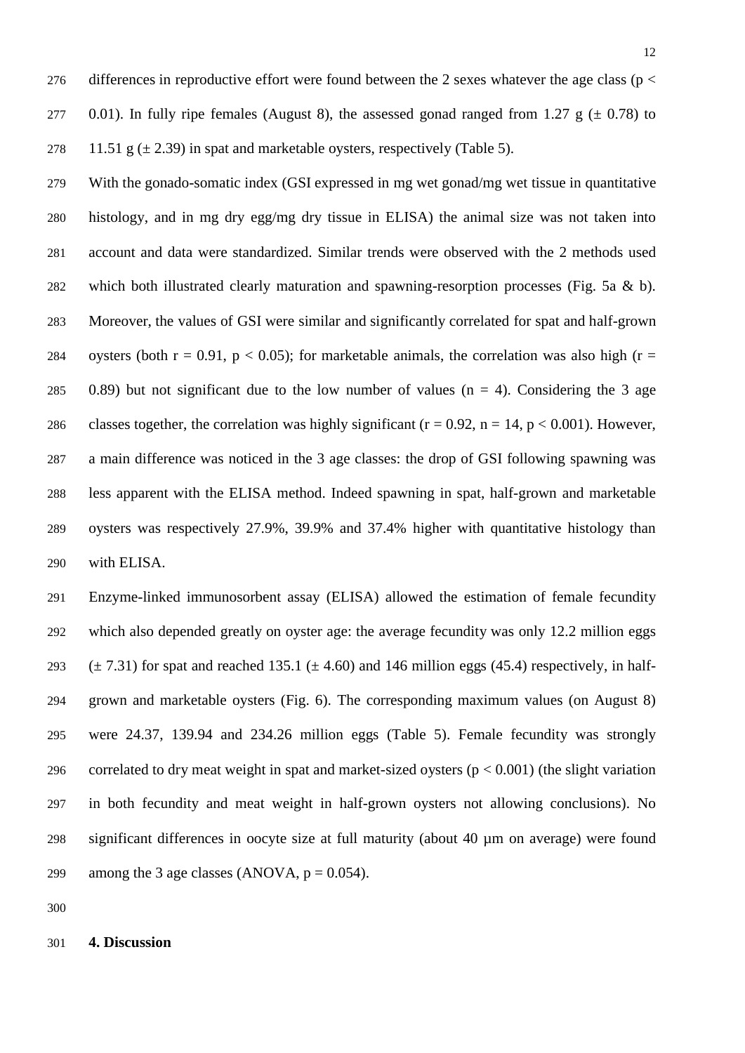differences in reproductive effort were found between the 2 sexes whatever the age class ($p < 0.01$). In fully ripe females (August 8), the assessed gonad ranged from 1.27 g (± 0.78) to 11.51 g (± 2.39) in spat and marketable oysters, respectively (Table 5).

With the gonado-somatic index (GSI expressed in mg wet gonad/mg wet tissue in quantitative histology, and in mg dry egg/mg dry tissue in ELISA) the animal size was not taken into account and data were standardized. Similar trends were observed with the 2 methods used which both illustrated clearly maturation and spawning-resorption processes (Fig. 5a & b). Moreover, the values of GSI were similar and significantly correlated for spat and half-grown oysters (both $r = 0.91$, $p < 0.05$); for marketable animals, the correlation was also high ($r = 0.89$) but not significant due to the low number of values ($n = 4$). Considering the 3 age classes together, the correlation was highly significant ($r = 0.92$, $n = 14$, $p < 0.001$). However, a main difference was noticed in the 3 age classes: the drop of GSI following spawning was less apparent with the ELISA method. Indeed spawning in spat, half-grown and marketable oysters was respectively 27.9%, 39.9% and 37.4% higher with quantitative histology than with ELISA.

Enzyme-linked immunosorbent assay (ELISA) allowed the estimation of female fecundity which also depended greatly on oyster age: the average fecundity was only 12.2 million eggs (± 7.31) for spat and reached 135.1 (± 4.60) and 146 million eggs (45.4) respectively, in half-grown and marketable oysters (Fig. 6). The corresponding maximum values (on August 8) were 24.37, 139.94 and 234.26 million eggs (Table 5). Female fecundity was strongly correlated to dry meat weight in spat and market-sized oysters ($p < 0.001$) (the slight variation in both fecundity and meat weight in half-grown oysters not allowing conclusions). No significant differences in oocyte size at full maturity (about 40 µm on average) were found among the 3 age classes (ANOVA, $p = 0.054$).

## 4. Discussion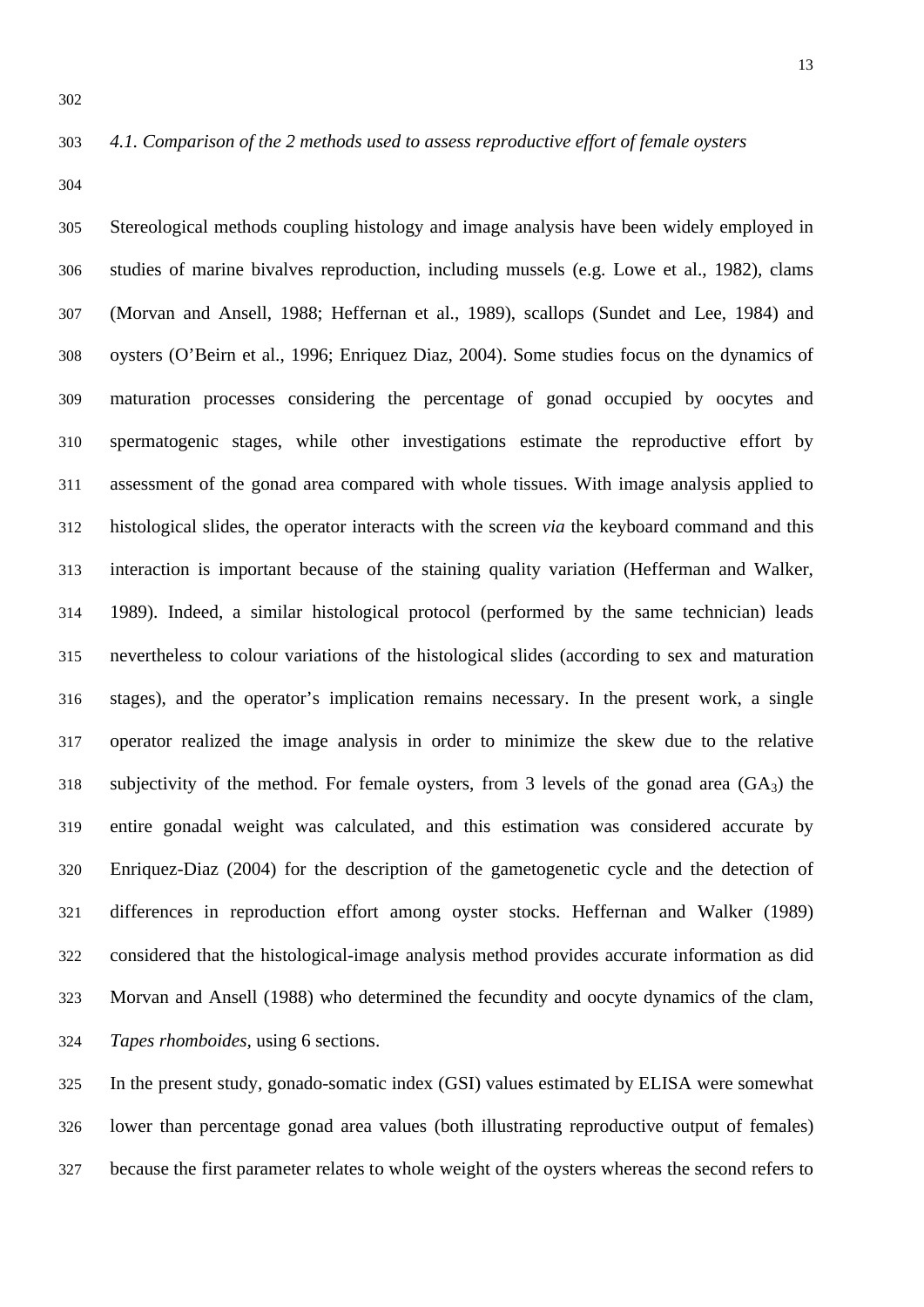### *4.1. Comparison of the 2 methods used to assess reproductive effort of female oysters*

Stereological methods coupling histology and image analysis have been widely employed in studies of marine bivalves reproduction, including mussels (e.g. Lowe et al., 1982), clams (Morvan and Ansell, 1988; Heffernan et al., 1989), scallops (Sundet and Lee, 1984) and oysters (O'Beirn et al., 1996; Enriquez Diaz, 2004). Some studies focus on the dynamics of maturation processes considering the percentage of gonad occupied by oocytes and spermatogenic stages, while other investigations estimate the reproductive effort by assessment of the gonad area compared with whole tissues. With image analysis applied to histological slides, the operator interacts with the screen *via* the keyboard command and this interaction is important because of the staining quality variation (Hefferman and Walker, 1989). Indeed, a similar histological protocol (performed by the same technician) leads nevertheless to colour variations of the histological slides (according to sex and maturation stages), and the operator's implication remains necessary. In the present work, a single operator realized the image analysis in order to minimize the skew due to the relative subjectivity of the method. For female oysters, from 3 levels of the gonad area ($GA_3$) the entire gonadal weight was calculated, and this estimation was considered accurate by Enriquez-Diaz (2004) for the description of the gametogenetic cycle and the detection of differences in reproduction effort among oyster stocks. Heffernan and Walker (1989) considered that the histological-image analysis method provides accurate information as did Morvan and Ansell (1988) who determined the fecundity and oocyte dynamics of the clam, *Tapes rhomboides*, using 6 sections.

In the present study, gonado-somatic index (GSI) values estimated by ELISA were somewhat lower than percentage gonad area values (both illustrating reproductive output of females) because the first parameter relates to whole weight of the oysters whereas the second refers to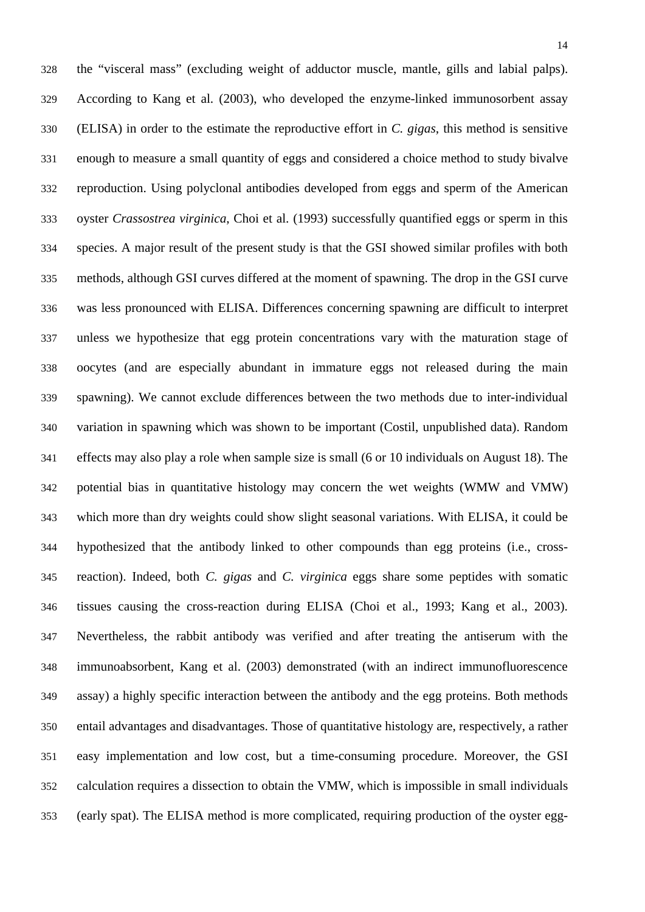the "visceral mass" (excluding weight of adductor muscle, mantle, gills and labial palps). According to Kang et al. (2003), who developed the enzyme-linked immunosorbent assay (ELISA) in order to the estimate the reproductive effort in *C. gigas*, this method is sensitive enough to measure a small quantity of eggs and considered a choice method to study bivalve reproduction. Using polyclonal antibodies developed from eggs and sperm of the American oyster *Crassostrea virginica*, Choi et al. (1993) successfully quantified eggs or sperm in this species. A major result of the present study is that the GSI showed similar profiles with both methods, although GSI curves differed at the moment of spawning. The drop in the GSI curve was less pronounced with ELISA. Differences concerning spawning are difficult to interpret unless we hypothesize that egg protein concentrations vary with the maturation stage of oocytes (and are especially abundant in immature eggs not released during the main spawning). We cannot exclude differences between the two methods due to inter-individual variation in spawning which was shown to be important (Costil, unpublished data). Random effects may also play a role when sample size is small (6 or 10 individuals on August 18). The potential bias in quantitative histology may concern the wet weights (WMW and VMW) which more than dry weights could show slight seasonal variations. With ELISA, it could be hypothesized that the antibody linked to other compounds than egg proteins (i.e., cross-reaction). Indeed, both *C. gigas* and *C. virginica* eggs share some peptides with somatic tissues causing the cross-reaction during ELISA (Choi et al., 1993; Kang et al., 2003). Nevertheless, the rabbit antibody was verified and after treating the antiserum with the immunoabsorbent, Kang et al. (2003) demonstrated (with an indirect immunofluorescence assay) a highly specific interaction between the antibody and the egg proteins. Both methods entail advantages and disadvantages. Those of quantitative histology are, respectively, a rather easy implementation and low cost, but a time-consuming procedure. Moreover, the GSI calculation requires a dissection to obtain the VMW, which is impossible in small individuals (early spat). The ELISA method is more complicated, requiring production of the oyster egg-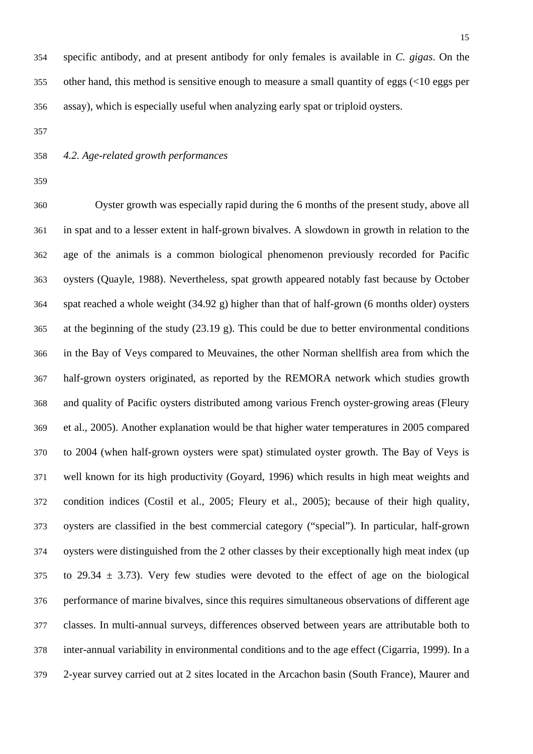specific antibody, and at present antibody for only females is available in *C. gigas*. On the other hand, this method is sensitive enough to measure a small quantity of eggs (<10 eggs per assay), which is especially useful when analyzing early spat or triploid oysters.

### *4.2. Age-related growth performances*

Oyster growth was especially rapid during the 6 months of the present study, above all in spat and to a lesser extent in half-grown bivalves. A slowdown in growth in relation to the age of the animals is a common biological phenomenon previously recorded for Pacific oysters (Quayle, 1988). Nevertheless, spat growth appeared notably fast because by October spat reached a whole weight (34.92 g) higher than that of half-grown (6 months older) oysters at the beginning of the study (23.19 g). This could be due to better environmental conditions in the Bay of Veys compared to Meuvaines, the other Norman shellfish area from which the half-grown oysters originated, as reported by the REMORA network which studies growth and quality of Pacific oysters distributed among various French oyster-growing areas (Fleury et al., 2005). Another explanation would be that higher water temperatures in 2005 compared to 2004 (when half-grown oysters were spat) stimulated oyster growth. The Bay of Veys is well known for its high productivity (Goyard, 1996) which results in high meat weights and condition indices (Costil et al., 2005; Fleury et al., 2005); because of their high quality, oysters are classified in the best commercial category ("special"). In particular, half-grown oysters were distinguished from the 2 other classes by their exceptionally high meat index (up to $29.34 \pm 3.73$). Very few studies were devoted to the effect of age on the biological performance of marine bivalves, since this requires simultaneous observations of different age classes. In multi-annual surveys, differences observed between years are attributable both to inter-annual variability in environmental conditions and to the age effect (Cigarria, 1999). In a 2-year survey carried out at 2 sites located in the Arcachon basin (South France), Maurer and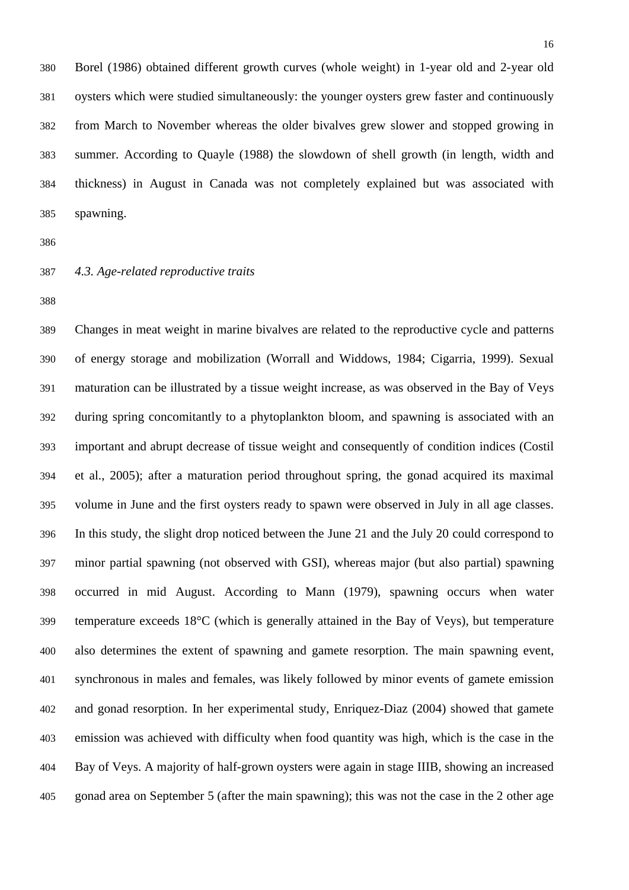Borel (1986) obtained different growth curves (whole weight) in 1-year old and 2-year old oysters which were studied simultaneously: the younger oysters grew faster and continuously from March to November whereas the older bivalves grew slower and stopped growing in summer. According to Quayle (1988) the slowdown of shell growth (in length, width and thickness) in August in Canada was not completely explained but was associated with spawning.

*4.3. Age-related reproductive traits*

Changes in meat weight in marine bivalves are related to the reproductive cycle and patterns of energy storage and mobilization (Worrall and Widdows, 1984; Cigarria, 1999). Sexual maturation can be illustrated by a tissue weight increase, as was observed in the Bay of Veys during spring concomitantly to a phytoplankton bloom, and spawning is associated with an important and abrupt decrease of tissue weight and consequently of condition indices (Costil et al., 2005); after a maturation period throughout spring, the gonad acquired its maximal volume in June and the first oysters ready to spawn were observed in July in all age classes. In this study, the slight drop noticed between the June 21 and the July 20 could correspond to minor partial spawning (not observed with GSI), whereas major (but also partial) spawning occurred in mid August. According to Mann (1979), spawning occurs when water temperature exceeds 18°C (which is generally attained in the Bay of Veys), but temperature also determines the extent of spawning and gamete resorption. The main spawning event, synchronous in males and females, was likely followed by minor events of gamete emission and gonad resorption. In her experimental study, Enriquez-Diaz (2004) showed that gamete emission was achieved with difficulty when food quantity was high, which is the case in the Bay of Veys. A majority of half-grown oysters were again in stage IIIB, showing an increased gonad area on September 5 (after the main spawning); this was not the case in the 2 other age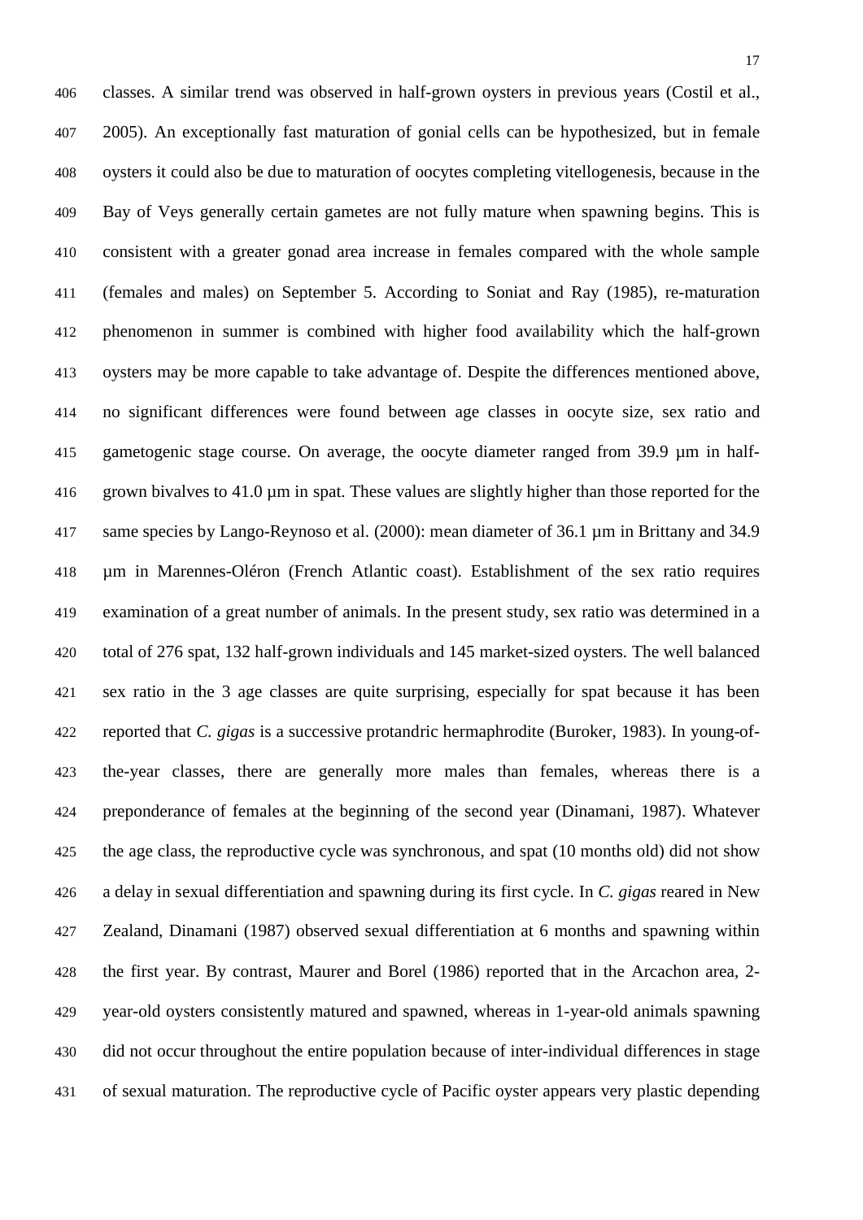classes. A similar trend was observed in half-grown oysters in previous years (Costil et al., 2005). An exceptionally fast maturation of gonial cells can be hypothesized, but in female oysters it could also be due to maturation of oocytes completing vitellogenesis, because in the Bay of Veys generally certain gametes are not fully mature when spawning begins. This is consistent with a greater gonad area increase in females compared with the whole sample (females and males) on September 5. According to Soniat and Ray (1985), re-maturation phenomenon in summer is combined with higher food availability which the half-grown oysters may be more capable to take advantage of. Despite the differences mentioned above, no significant differences were found between age classes in oocyte size, sex ratio and gametogenic stage course. On average, the oocyte diameter ranged from 39.9 µm in half-grown bivalves to 41.0 µm in spat. These values are slightly higher than those reported for the same species by Lango-Reynoso et al. (2000): mean diameter of 36.1 µm in Brittany and 34.9 µm in Marennes-Oléron (French Atlantic coast). Establishment of the sex ratio requires examination of a great number of animals. In the present study, sex ratio was determined in a total of 276 spat, 132 half-grown individuals and 145 market-sized oysters. The well balanced sex ratio in the 3 age classes are quite surprising, especially for spat because it has been reported that *C. gigas* is a successive protandric hermaphrodite (Buroker, 1983). In young-of-the-year classes, there are generally more males than females, whereas there is a preponderance of females at the beginning of the second year (Dinamani, 1987). Whatever the age class, the reproductive cycle was synchronous, and spat (10 months old) did not show a delay in sexual differentiation and spawning during its first cycle. In *C. gigas* reared in New Zealand, Dinamani (1987) observed sexual differentiation at 6 months and spawning within the first year. By contrast, Maurer and Borel (1986) reported that in the Arcachon area, 2-year-old oysters consistently matured and spawned, whereas in 1-year-old animals spawning did not occur throughout the entire population because of inter-individual differences in stage of sexual maturation. The reproductive cycle of Pacific oyster appears very plastic depending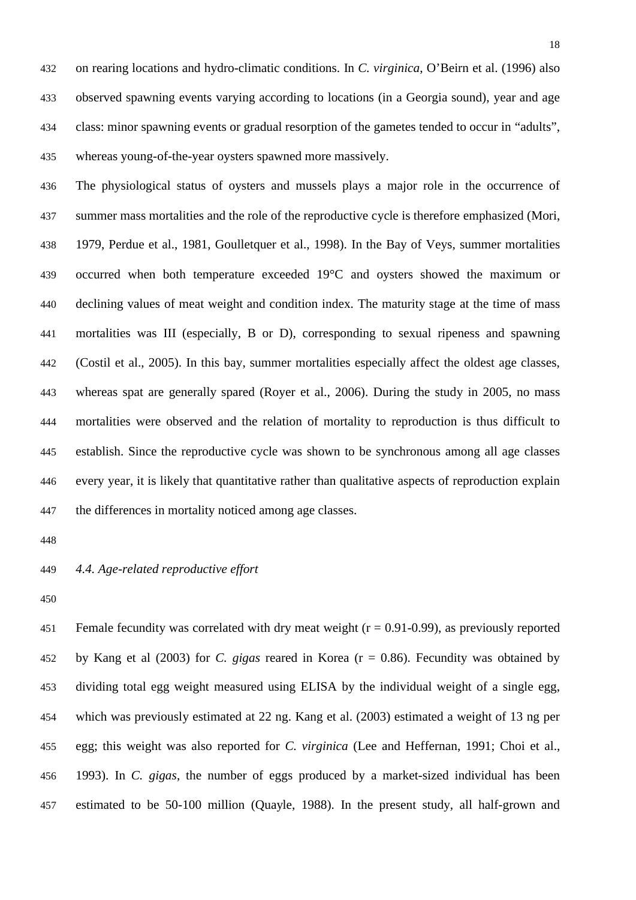on rearing locations and hydro-climatic conditions. In *C. virginica*, O'Beirn et al. (1996) also observed spawning events varying according to locations (in a Georgia sound), year and age class: minor spawning events or gradual resorption of the gametes tended to occur in "adults", whereas young-of-the-year oysters spawned more massively.

The physiological status of oysters and mussels plays a major role in the occurrence of summer mass mortalities and the role of the reproductive cycle is therefore emphasized (Mori, 1979, Perdue et al., 1981, Goulletquer et al., 1998). In the Bay of Veys, summer mortalities occurred when both temperature exceeded 19°C and oysters showed the maximum or declining values of meat weight and condition index. The maturity stage at the time of mass mortalities was III (especially, B or D), corresponding to sexual ripeness and spawning (Costil et al., 2005). In this bay, summer mortalities especially affect the oldest age classes, whereas spat are generally spared (Royer et al., 2006). During the study in 2005, no mass mortalities were observed and the relation of mortality to reproduction is thus difficult to establish. Since the reproductive cycle was shown to be synchronous among all age classes every year, it is likely that quantitative rather than qualitative aspects of reproduction explain the differences in mortality noticed among age classes.

### *4.4. Age-related reproductive effort*

Female fecundity was correlated with dry meat weight ($r = 0.91$-$0.99$), as previously reported by Kang et al (2003) for *C. gigas* reared in Korea ($r = 0.86$). Fecundity was obtained by dividing total egg weight measured using ELISA by the individual weight of a single egg, which was previously estimated at 22 ng. Kang et al. (2003) estimated a weight of 13 ng per egg; this weight was also reported for *C. virginica* (Lee and Heffernan, 1991; Choi et al., 1993). In *C. gigas*, the number of eggs produced by a market-sized individual has been estimated to be 50-100 million (Quayle, 1988). In the present study, all half-grown and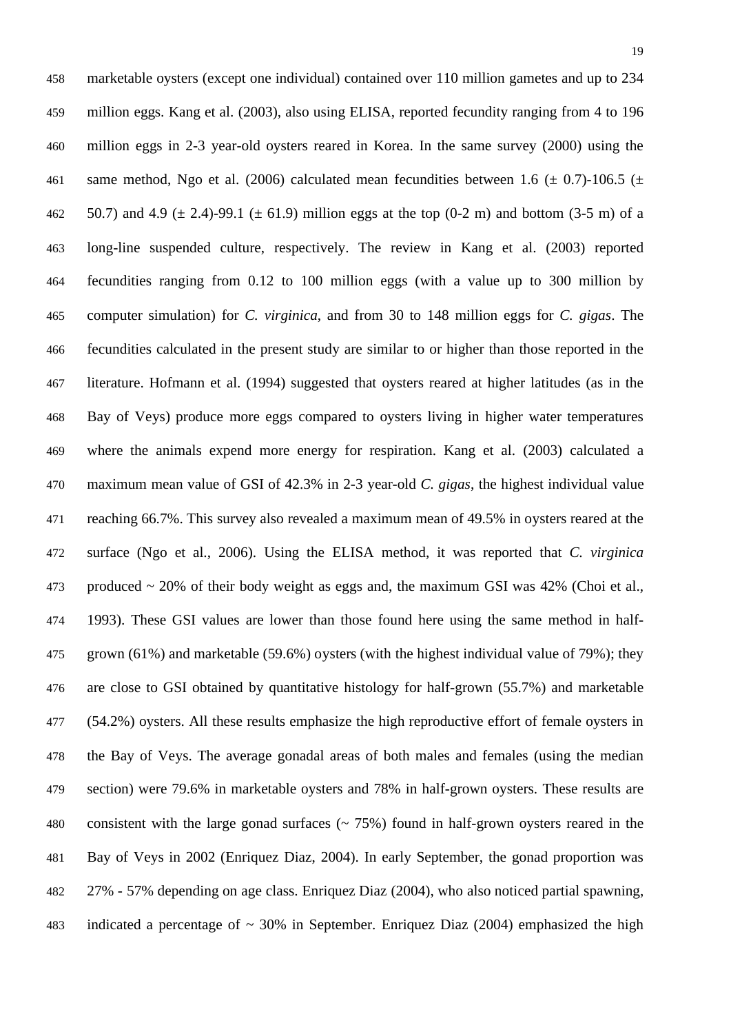marketable oysters (except one individual) contained over 110 million gametes and up to 234 million eggs. Kang et al. (2003), also using ELISA, reported fecundity ranging from 4 to 196 million eggs in 2-3 year-old oysters reared in Korea. In the same survey (2000) using the same method, Ngo et al. (2006) calculated mean fecundities between 1.6 (± 0.7)-106.5 (± 50.7) and 4.9 (± 2.4)-99.1 (± 61.9) million eggs at the top (0-2 m) and bottom (3-5 m) of a long-line suspended culture, respectively. The review in Kang et al. (2003) reported fecundities ranging from 0.12 to 100 million eggs (with a value up to 300 million by computer simulation) for *C. virginica*, and from 30 to 148 million eggs for *C. gigas*. The fecundities calculated in the present study are similar to or higher than those reported in the literature. Hofmann et al. (1994) suggested that oysters reared at higher latitudes (as in the Bay of Veys) produce more eggs compared to oysters living in higher water temperatures where the animals expend more energy for respiration. Kang et al. (2003) calculated a maximum mean value of GSI of 42.3% in 2-3 year-old *C. gigas*, the highest individual value reaching 66.7%. This survey also revealed a maximum mean of 49.5% in oysters reared at the surface (Ngo et al., 2006). Using the ELISA method, it was reported that *C. virginica* produced ~ 20% of their body weight as eggs and, the maximum GSI was 42% (Choi et al., 1993). These GSI values are lower than those found here using the same method in half-grown (61%) and marketable (59.6%) oysters (with the highest individual value of 79%); they are close to GSI obtained by quantitative histology for half-grown (55.7%) and marketable (54.2%) oysters. All these results emphasize the high reproductive effort of female oysters in the Bay of Veys. The average gonadal areas of both males and females (using the median section) were 79.6% in marketable oysters and 78% in half-grown oysters. These results are consistent with the large gonad surfaces (~ 75%) found in half-grown oysters reared in the Bay of Veys in 2002 (Enriquez Diaz, 2004). In early September, the gonad proportion was 27% - 57% depending on age class. Enriquez Diaz (2004), who also noticed partial spawning, indicated a percentage of ~ 30% in September. Enriquez Diaz (2004) emphasized the high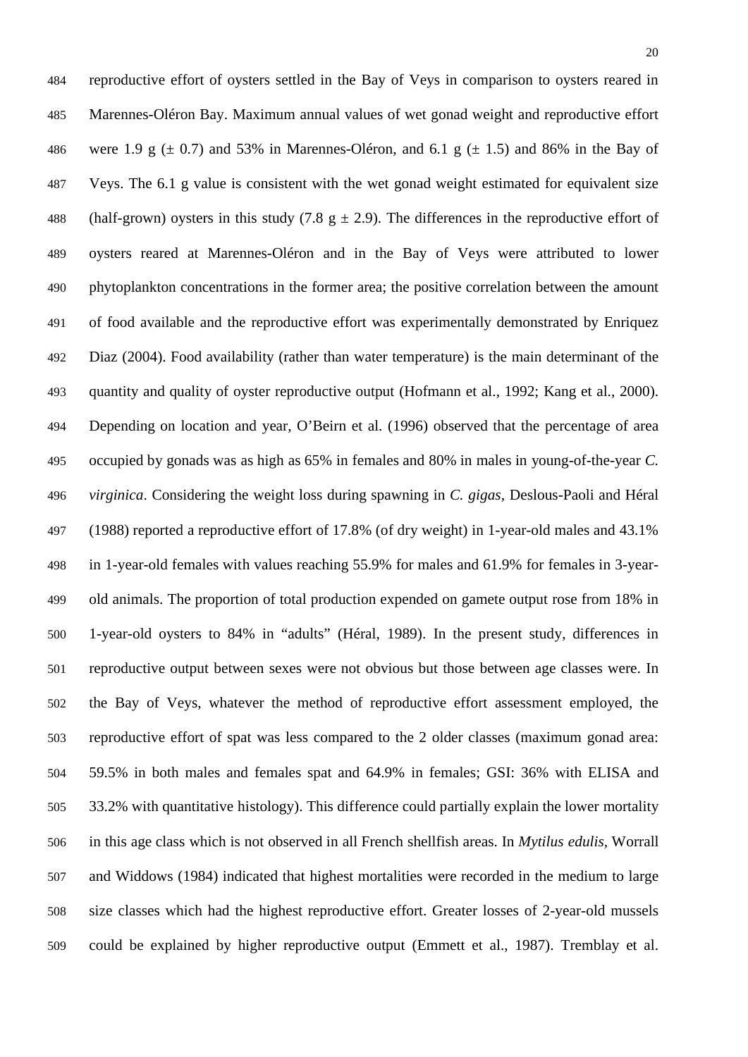reproductive effort of oysters settled in the Bay of Veys in comparison to oysters reared in Marennes-Oléron Bay. Maximum annual values of wet gonad weight and reproductive effort were 1.9 g (± 0.7) and 53% in Marennes-Oléron, and 6.1 g (± 1.5) and 86% in the Bay of Veys. The 6.1 g value is consistent with the wet gonad weight estimated for equivalent size (half-grown) oysters in this study (7.8 g ± 2.9). The differences in the reproductive effort of oysters reared at Marennes-Oléron and in the Bay of Veys were attributed to lower phytoplankton concentrations in the former area; the positive correlation between the amount of food available and the reproductive effort was experimentally demonstrated by Enriquez Diaz (2004). Food availability (rather than water temperature) is the main determinant of the quantity and quality of oyster reproductive output (Hofmann et al., 1992; Kang et al., 2000). Depending on location and year, O'Beirn et al. (1996) observed that the percentage of area occupied by gonads was as high as 65% in females and 80% in males in young-of-the-year *C. virginica*. Considering the weight loss during spawning in *C. gigas*, Deslous-Paoli and Héral (1988) reported a reproductive effort of 17.8% (of dry weight) in 1-year-old males and 43.1% in 1-year-old females with values reaching 55.9% for males and 61.9% for females in 3-year-old animals. The proportion of total production expended on gamete output rose from 18% in 1-year-old oysters to 84% in "adults" (Héral, 1989). In the present study, differences in reproductive output between sexes were not obvious but those between age classes were. In the Bay of Veys, whatever the method of reproductive effort assessment employed, the reproductive effort of spat was less compared to the 2 older classes (maximum gonad area: 59.5% in both males and females spat and 64.9% in females; GSI: 36% with ELISA and 33.2% with quantitative histology). This difference could partially explain the lower mortality in this age class which is not observed in all French shellfish areas. In *Mytilus edulis*, Worrall and Widdows (1984) indicated that highest mortalities were recorded in the medium to large size classes which had the highest reproductive effort. Greater losses of 2-year-old mussels could be explained by higher reproductive output (Emmett et al., 1987). Tremblay et al.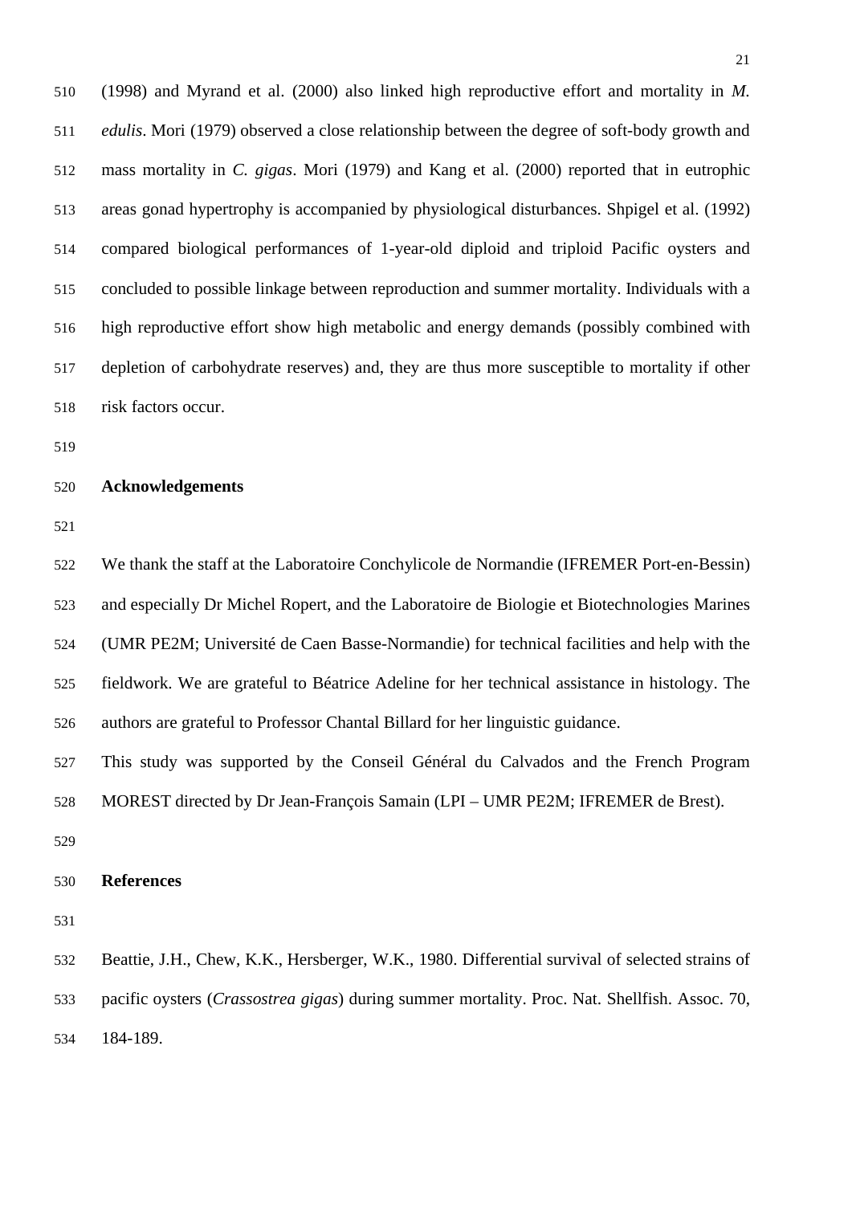(1998) and Myrand et al. (2000) also linked high reproductive effort and mortality in *M. edulis*. Mori (1979) observed a close relationship between the degree of soft-body growth and mass mortality in *C. gigas*. Mori (1979) and Kang et al. (2000) reported that in eutrophic areas gonad hypertrophy is accompanied by physiological disturbances. Shpigel et al. (1992) compared biological performances of 1-year-old diploid and triploid Pacific oysters and concluded to possible linkage between reproduction and summer mortality. Individuals with a high reproductive effort show high metabolic and energy demands (possibly combined with depletion of carbohydrate reserves) and, they are thus more susceptible to mortality if other risk factors occur.

## Acknowledgements

We thank the staff at the Laboratoire Conchylicole de Normandie (IFREMER Port-en-Bessin) and especially Dr Michel Ropert, and the Laboratoire de Biologie et Biotechnologies Marines (UMR PE2M; Université de Caen Basse-Normandie) for technical facilities and help with the fieldwork. We are grateful to Béatrice Adeline for her technical assistance in histology. The authors are grateful to Professor Chantal Billard for her linguistic guidance.

This study was supported by the Conseil Général du Calvados and the French Program MOREST directed by Dr Jean-François Samain (LPI – UMR PE2M; IFREMER de Brest).

## References

Beattie, J.H., Chew, K.K., Hersberger, W.K., 1980. Differential survival of selected strains of pacific oysters (*Crassostrea gigas*) during summer mortality. Proc. Nat. Shellfish. Assoc. 70, 184-189.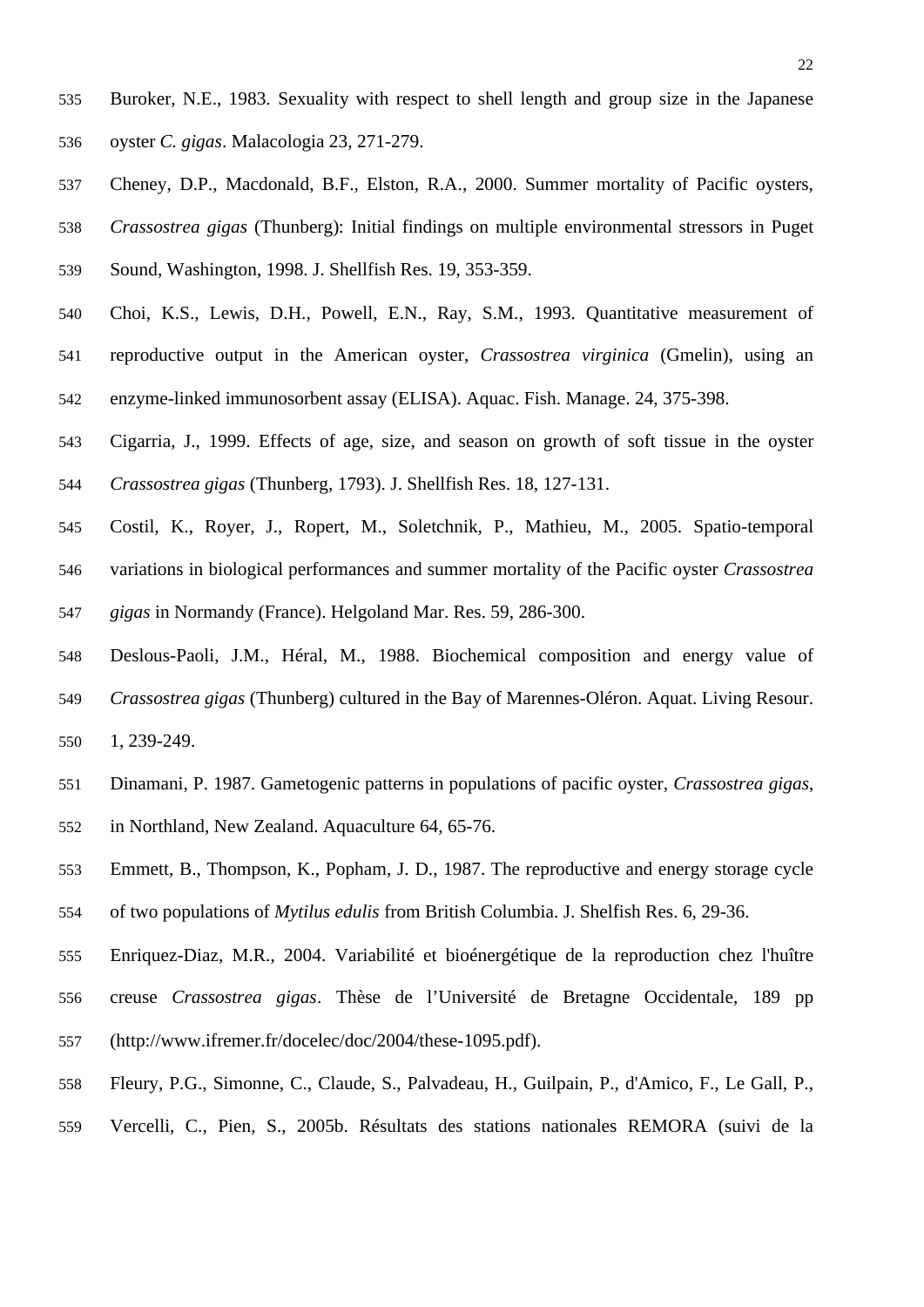Buroker, N.E., 1983. Sexuality with respect to shell length and group size in the Japanese oyster *C. gigas*. Malacologia 23, 271-279.

Cheney, D.P., Macdonald, B.F., Elston, R.A., 2000. Summer mortality of Pacific oysters, *Crassostrea gigas* (Thunberg): Initial findings on multiple environmental stressors in Puget Sound, Washington, 1998. J. Shellfish Res. 19, 353-359.

Choi, K.S., Lewis, D.H., Powell, E.N., Ray, S.M., 1993. Quantitative measurement of reproductive output in the American oyster, *Crassostrea virginica* (Gmelin), using an enzyme-linked immunosorbent assay (ELISA). Aquac. Fish. Manage. 24, 375-398.

Cigarria, J., 1999. Effects of age, size, and season on growth of soft tissue in the oyster *Crassostrea gigas* (Thunberg, 1793). J. Shellfish Res. 18, 127-131.

Costil, K., Royer, J., Ropert, M., Soletchnik, P., Mathieu, M., 2005. Spatio-temporal variations in biological performances and summer mortality of the Pacific oyster *Crassostrea gigas* in Normandy (France). Helgoland Mar. Res. 59, 286-300.

Deslous-Paoli, J.M., Héral, M., 1988. Biochemical composition and energy value of *Crassostrea gigas* (Thunberg) cultured in the Bay of Marennes-Oléron. Aquat. Living Resour. 1, 239-249.

Dinamani, P. 1987. Gametogenic patterns in populations of pacific oyster, *Crassostrea gigas*, in Northland, New Zealand. Aquaculture 64, 65-76.

Emmett, B., Thompson, K., Popham, J. D., 1987. The reproductive and energy storage cycle of two populations of *Mytilus edulis* from British Columbia. J. Shelfish Res. 6, 29-36.

Enriquez-Diaz, M.R., 2004. Variabilité et bioénergétique de la reproduction chez l'huître creuse *Crassostrea gigas*. Thèse de l'Université de Bretagne Occidentale, 189 pp (http://www.ifremer.fr/docelec/doc/2004/these-1095.pdf).

Fleury, P.G., Simonne, C., Claude, S., Palvadeau, H., Guilpain, P., d'Amico, F., Le Gall, P., Vercelli, C., Pien, S., 2005b. Résultats des stations nationales REMORA (suivi de la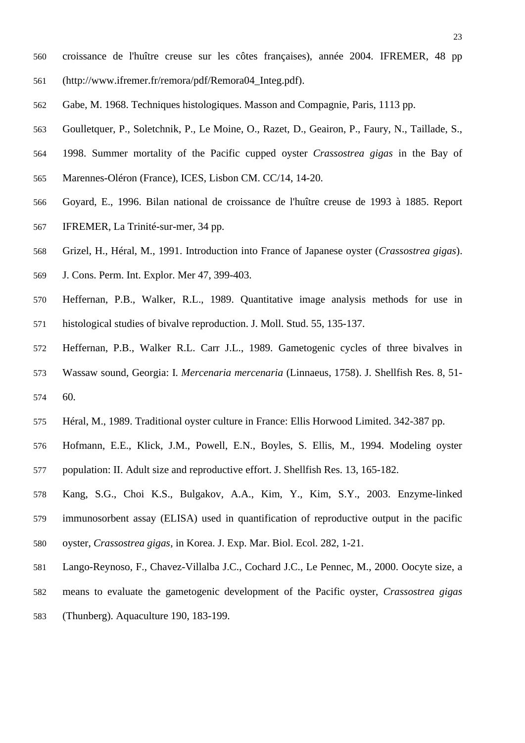croissance de l'huître creuse sur les côtes françaises), année 2004. IFREMER, 48 pp (http://www.ifremer.fr/remora/pdf/Remora04_Integ.pdf).

Gabe, M. 1968. Techniques histologiques. Masson and Compagnie, Paris, 1113 pp.

Goulletquer, P., Soletchnik, P., Le Moine, O., Razet, D., Geairon, P., Faury, N., Taillade, S., 1998. Summer mortality of the Pacific cupped oyster *Crassostrea gigas* in the Bay of Marennes-Oléron (France), ICES, Lisbon CM. CC/14, 14-20.

Goyard, E., 1996. Bilan national de croissance de l'huître creuse de 1993 à 1885. Report IFREMER, La Trinité-sur-mer, 34 pp.

Grizel, H., Héral, M., 1991. Introduction into France of Japanese oyster (*Crassostrea gigas*). J. Cons. Perm. Int. Explor. Mer 47, 399-403.

Heffernan, P.B., Walker, R.L., 1989. Quantitative image analysis methods for use in histological studies of bivalve reproduction. J. Moll. Stud. 55, 135-137.

Heffernan, P.B., Walker R.L. Carr J.L., 1989. Gametogenic cycles of three bivalves in Wassaw sound, Georgia: I. *Mercenaria mercenaria* (Linnaeus, 1758). J. Shellfish Res. 8, 51-60.

Héral, M., 1989. Traditional oyster culture in France: Ellis Horwood Limited. 342-387 pp.

Hofmann, E.E., Klick, J.M., Powell, E.N., Boyles, S. Ellis, M., 1994. Modeling oyster population: II. Adult size and reproductive effort. J. Shellfish Res. 13, 165-182.

Kang, S.G., Choi K.S., Bulgakov, A.A., Kim, Y., Kim, S.Y., 2003. Enzyme-linked immunosorbent assay (ELISA) used in quantification of reproductive output in the pacific oyster, *Crassostrea gigas*, in Korea. J. Exp. Mar. Biol. Ecol. 282, 1-21.

Lango-Reynoso, F., Chavez-Villalba J.C., Cochard J.C., Le Pennec, M., 2000. Oocyte size, a means to evaluate the gametogenic development of the Pacific oyster, *Crassostrea gigas* (Thunberg). Aquaculture 190, 183-199.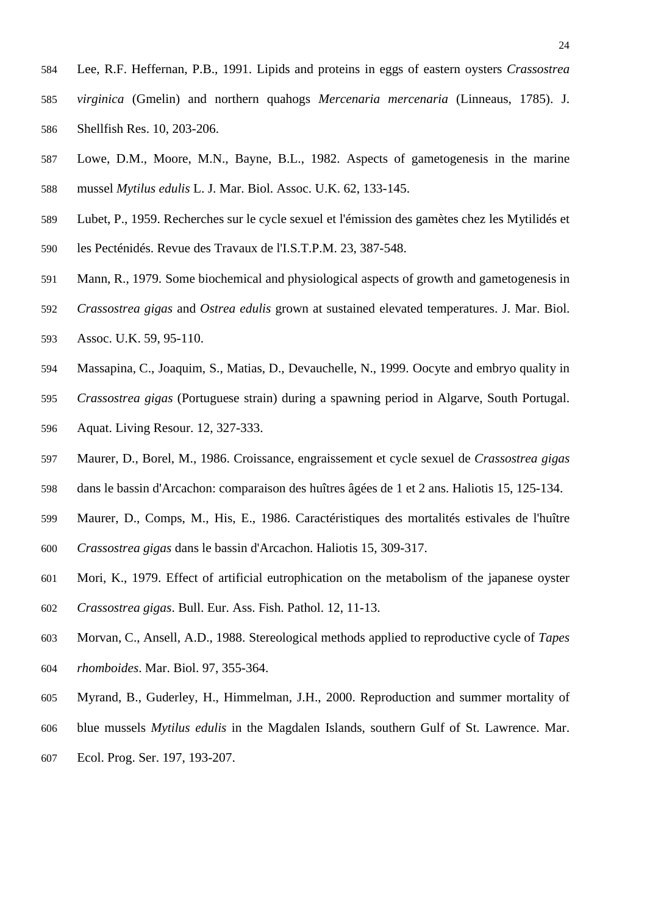Lee, R.F. Heffernan, P.B., 1991. Lipids and proteins in eggs of eastern oysters *Crassostrea virginica* (Gmelin) and northern quahogs *Mercenaria mercenaria* (Linneaus, 1785). J. Shellfish Res. 10, 203-206.

Lowe, D.M., Moore, M.N., Bayne, B.L., 1982. Aspects of gametogenesis in the marine mussel *Mytilus edulis* L. J. Mar. Biol. Assoc. U.K. 62, 133-145.

Lubet, P., 1959. Recherches sur le cycle sexuel et l'émission des gamètes chez les Mytilidés et les Pecténidés. Revue des Travaux de l'I.S.T.P.M. 23, 387-548.

Mann, R., 1979. Some biochemical and physiological aspects of growth and gametogenesis in *Crassostrea gigas* and *Ostrea edulis* grown at sustained elevated temperatures. J. Mar. Biol. Assoc. U.K. 59, 95-110.

Massapina, C., Joaquim, S., Matias, D., Devauchelle, N., 1999. Oocyte and embryo quality in *Crassostrea gigas* (Portuguese strain) during a spawning period in Algarve, South Portugal. Aquat. Living Resour. 12, 327-333.

Maurer, D., Borel, M., 1986. Croissance, engraissement et cycle sexuel de *Crassostrea gigas* dans le bassin d'Arcachon: comparaison des huîtres âgées de 1 et 2 ans. Haliotis 15, 125-134.

Maurer, D., Comps, M., His, E., 1986. Caractéristiques des mortalités estivales de l'huître *Crassostrea gigas* dans le bassin d'Arcachon. Haliotis 15, 309-317.

Mori, K., 1979. Effect of artificial eutrophication on the metabolism of the japanese oyster *Crassostrea gigas*. Bull. Eur. Ass. Fish. Pathol. 12, 11-13.

Morvan, C., Ansell, A.D., 1988. Stereological methods applied to reproductive cycle of *Tapes rhomboides*. Mar. Biol. 97, 355-364.

Myrand, B., Guderley, H., Himmelman, J.H., 2000. Reproduction and summer mortality of blue mussels *Mytilus edulis* in the Magdalen Islands, southern Gulf of St. Lawrence. Mar. Ecol. Prog. Ser. 197, 193-207.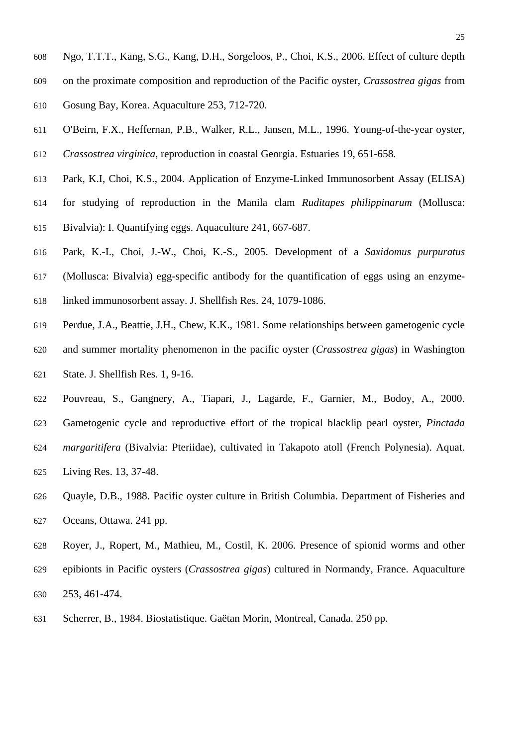Ngo, T.T.T., Kang, S.G., Kang, D.H., Sorgeloos, P., Choi, K.S., 2006. Effect of culture depth on the proximate composition and reproduction of the Pacific oyster, *Crassostrea gigas* from Gosung Bay, Korea. Aquaculture 253, 712-720.

O'Beirn, F.X., Heffernan, P.B., Walker, R.L., Jansen, M.L., 1996. Young-of-the-year oyster, *Crassostrea virginica*, reproduction in coastal Georgia. Estuaries 19, 651-658.

Park, K.I, Choi, K.S., 2004. Application of Enzyme-Linked Immunosorbent Assay (ELISA) for studying of reproduction in the Manila clam *Ruditapes philippinarum* (Mollusca: Bivalvia): I. Quantifying eggs. Aquaculture 241, 667-687.

Park, K.-I., Choi, J.-W., Choi, K.-S., 2005. Development of a *Saxidomus purpuratus* (Mollusca: Bivalvia) egg-specific antibody for the quantification of eggs using an enzyme-linked immunosorbent assay. J. Shellfish Res. 24, 1079-1086.

Perdue, J.A., Beattie, J.H., Chew, K.K., 1981. Some relationships between gametogenic cycle and summer mortality phenomenon in the pacific oyster (*Crassostrea gigas*) in Washington State. J. Shellfish Res. 1, 9-16.

Pouvreau, S., Gangnery, A., Tiapari, J., Lagarde, F., Garnier, M., Bodoy, A., 2000. Gametogenic cycle and reproductive effort of the tropical blacklip pearl oyster, *Pinctada margaritifera* (Bivalvia: Pteriidae), cultivated in Takapoto atoll (French Polynesia). Aquat. Living Res. 13, 37-48.

Quayle, D.B., 1988. Pacific oyster culture in British Columbia. Department of Fisheries and Oceans, Ottawa. 241 pp.

Royer, J., Ropert, M., Mathieu, M., Costil, K. 2006. Presence of spionid worms and other epibionts in Pacific oysters (*Crassostrea gigas*) cultured in Normandy, France. Aquaculture 253, 461-474.

Scherrer, B., 1984. Biostatistique. Gaëtan Morin, Montreal, Canada. 250 pp.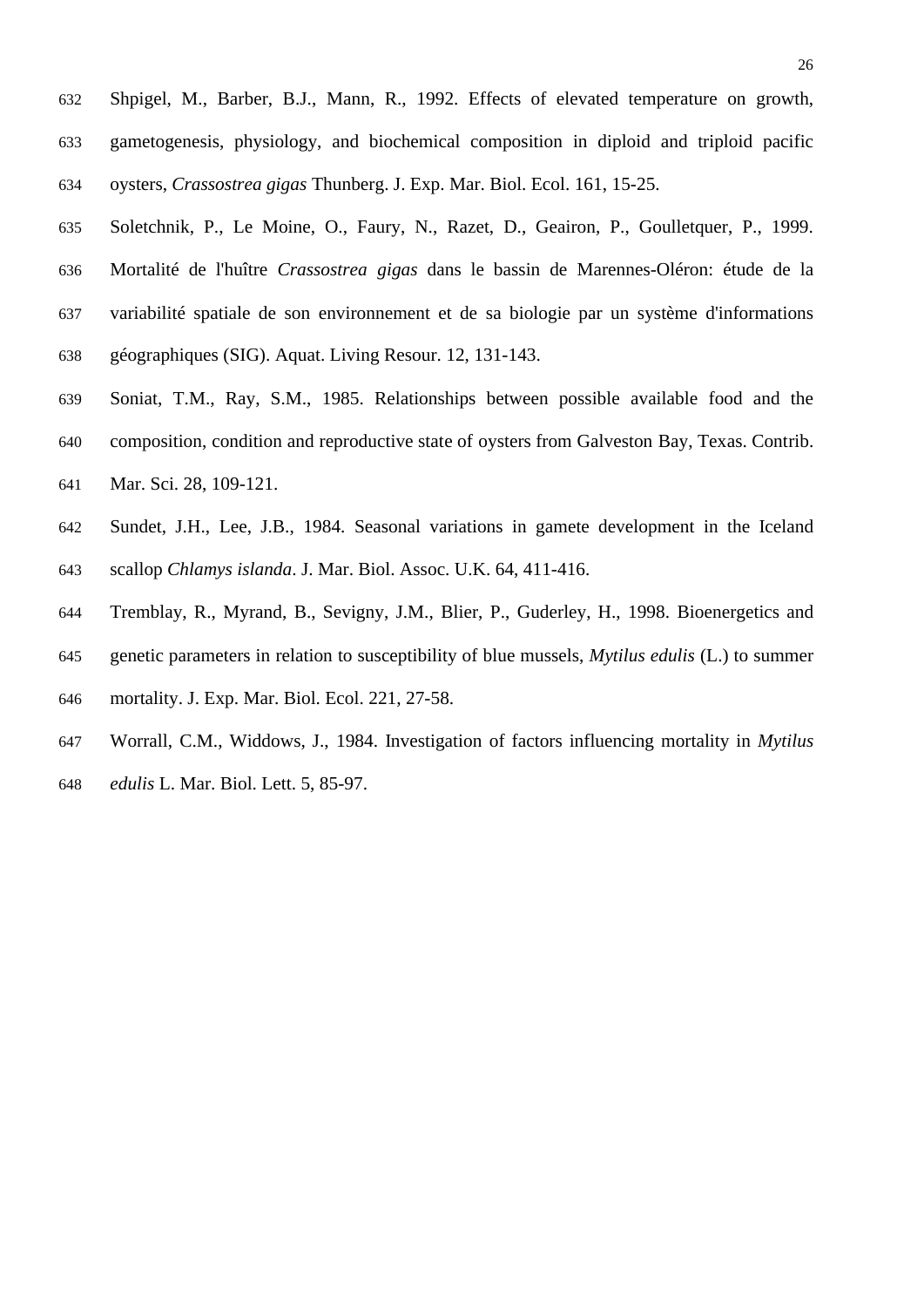Shpigel, M., Barber, B.J., Mann, R., 1992. Effects of elevated temperature on growth, gametogenesis, physiology, and biochemical composition in diploid and triploid pacific oysters, *Crassostrea gigas* Thunberg. J. Exp. Mar. Biol. Ecol. 161, 15-25.

Soletchnik, P., Le Moine, O., Faury, N., Razet, D., Geairon, P., Goulletquer, P., 1999. Mortalité de l'huître *Crassostrea gigas* dans le bassin de Marennes-Oléron: étude de la variabilité spatiale de son environnement et de sa biologie par un système d'informations géographiques (SIG). Aquat. Living Resour. 12, 131-143.

Soniat, T.M., Ray, S.M., 1985. Relationships between possible available food and the composition, condition and reproductive state of oysters from Galveston Bay, Texas. Contrib. Mar. Sci. 28, 109-121.

Sundet, J.H., Lee, J.B., 1984. Seasonal variations in gamete development in the Iceland scallop *Chlamys islanda*. J. Mar. Biol. Assoc. U.K. 64, 411-416.

Tremblay, R., Myrand, B., Sevigny, J.M., Blier, P., Guderley, H., 1998. Bioenergetics and genetic parameters in relation to susceptibility of blue mussels, *Mytilus edulis* (L.) to summer mortality. J. Exp. Mar. Biol. Ecol. 221, 27-58.

Worrall, C.M., Widdows, J., 1984. Investigation of factors influencing mortality in *Mytilus edulis* L. Mar. Biol. Lett. 5, 85-97.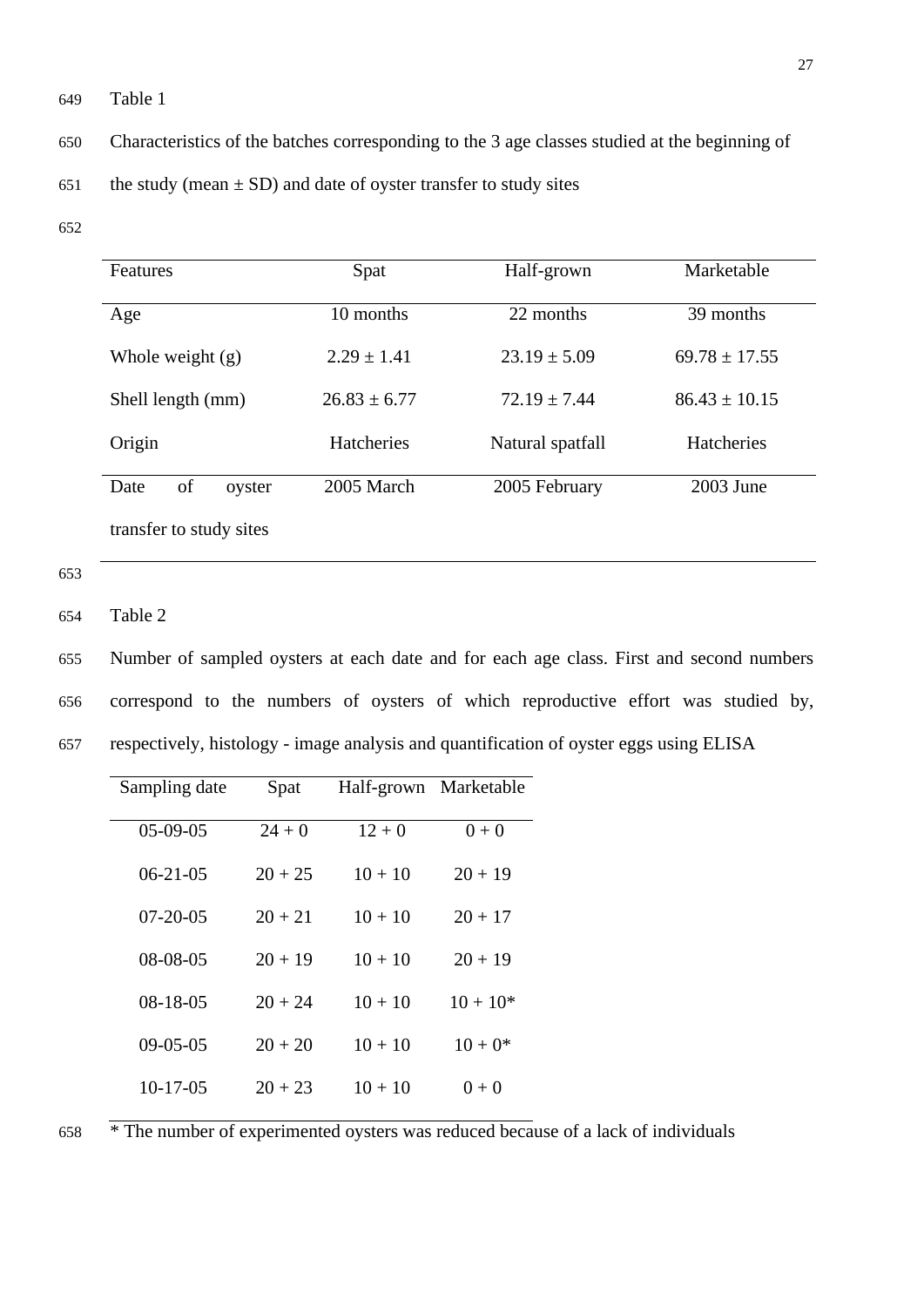Table 1

Characteristics of the batches corresponding to the 3 age classes studied at the beginning of the study (mean ± SD) and date of oyster transfer to study sites

| Features | Spat | Half-grown | Marketable |
|---|---|---|---|
| Age | 10 months | 22 months | 39 months |
| Whole weight (g) | 2.29 ± 1.41 | 23.19 ± 5.09 | 69.78 ± 17.55 |
| Shell length (mm) | 26.83 ± 6.77 | 72.19 ± 7.44 | 86.43 ± 10.15 |
| Origin | Hatcheries | Natural spatfall | Hatcheries |
| Date of oyster transfer to study sites | 2005 March | 2005 February | 2003 June |

Table 2

Number of sampled oysters at each date and for each age class. First and second numbers correspond to the numbers of oysters of which reproductive effort was studied by, respectively, histology - image analysis and quantification of oyster eggs using ELISA

| Sampling date | Spat | Half-grown | Marketable |
|---|---|---|---|
| 05-09-05 | 24 + 0 | 12 + 0 | 0 + 0 |
| 06-21-05 | 20 + 25 | 10 + 10 | 20 + 19 |
| 07-20-05 | 20 + 21 | 10 + 10 | 20 + 17 |
| 08-08-05 | 20 + 19 | 10 + 10 | 20 + 19 |
| 08-18-05 | 20 + 24 | 10 + 10 | 10 + 10* |
| 09-05-05 | 20 + 20 | 10 + 10 | 10 + 0* |
| 10-17-05 | 20 + 23 | 10 + 10 | 0 + 0 |

* The number of experimented oysters was reduced because of a lack of individuals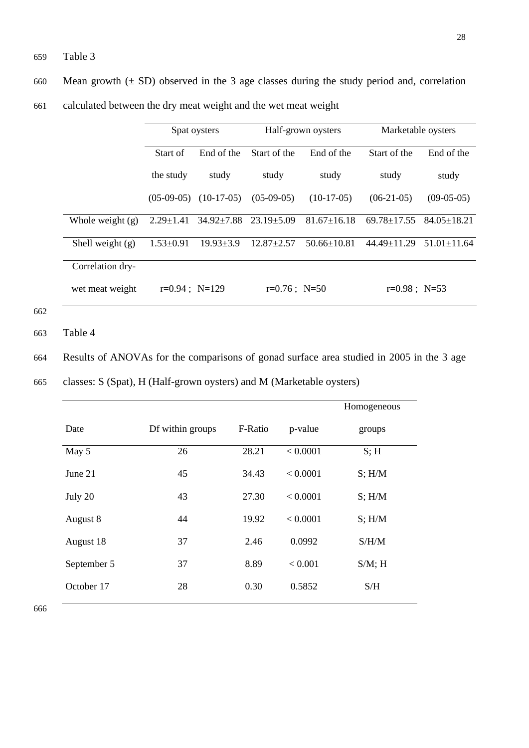Table 3

Mean growth (± SD) observed in the 3 age classes during the study period and, correlation calculated between the dry meat weight and the wet meat weight

| | Spat oysters | | Half-grown oysters | | Marketable oysters | |
|---|---|---|---|---|---|---|
| | Start of the study (05-09-05) | End of the study (10-17-05) | Start of the study (05-09-05) | End of the study (10-17-05) | Start of the study (06-21-05) | End of the study (09-05-05) |
| Whole weight (g) | 2.29±1.41 | 34.92±7.88 | 23.19±5.09 | 81.67±16.18 | 69.78±17.55 | 84.05±18.21 |
| Shell weight (g) | 1.53±0.91 | 19.93±3.9 | 12.87±2.57 | 50.66±10.81 | 44.49±11.29 | 51.01±11.64 |
| Correlation dry-wet meat weight | r=0.94 ; N=129 | | r=0.76 ; N=50 | | r=0.98 ; N=53 | |

Table 4

Results of ANOVAs for the comparisons of gonad surface area studied in 2005 in the 3 age classes: S (Spat), H (Half-grown oysters) and M (Marketable oysters)

| Date | Df within groups | F-Ratio | p-value | Homogeneous groups |
|---|---|---|---|---|
| May 5 | 26 | 28.21 | < 0.0001 | S; H |
| June 21 | 45 | 34.43 | < 0.0001 | S; H/M |
| July 20 | 43 | 27.30 | < 0.0001 | S; H/M |
| August 8 | 44 | 19.92 | < 0.0001 | S; H/M |
| August 18 | 37 | 2.46 | 0.0992 | S/H/M |
| September 5 | 37 | 8.89 | < 0.001 | S/M; H |
| October 17 | 28 | 0.30 | 0.5852 | S/H |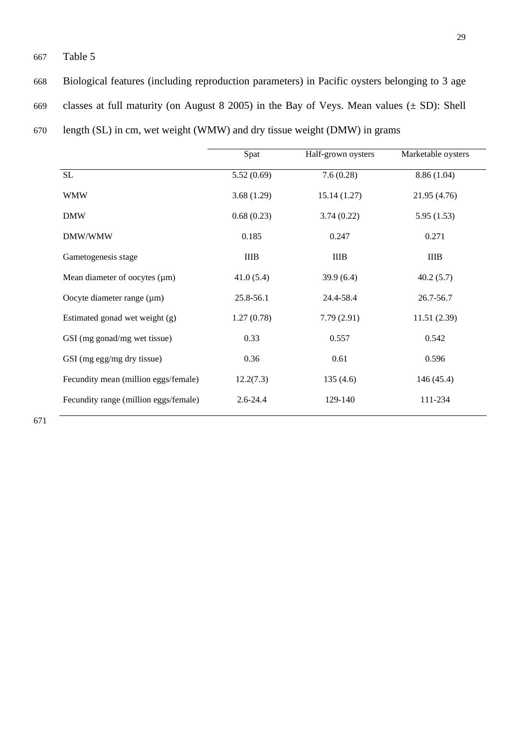Table 5

Biological features (including reproduction parameters) in Pacific oysters belonging to 3 age classes at full maturity (on August 8 2005) in the Bay of Veys. Mean values (± SD): Shell length (SL) in cm, wet weight (WMW) and dry tissue weight (DMW) in grams

| | Spat | Half-grown oysters | Marketable oysters |
|---|---|---|---|
| SL | 5.52 (0.69) | 7.6 (0.28) | 8.86 (1.04) |
| WMW | 3.68 (1.29) | 15.14 (1.27) | 21.95 (4.76) |
| DMW | 0.68 (0.23) | 3.74 (0.22) | 5.95 (1.53) |
| DMW/WMW | 0.185 | 0.247 | 0.271 |
| Gametogenesis stage | IIIB | IIIB | IIIB |
| Mean diameter of oocytes (µm) | 41.0 (5.4) | 39.9 (6.4) | 40.2 (5.7) |
| Oocyte diameter range (µm) | 25.8-56.1 | 24.4-58.4 | 26.7-56.7 |
| Estimated gonad wet weight (g) | 1.27 (0.78) | 7.79 (2.91) | 11.51 (2.39) |
| GSI (mg gonad/mg wet tissue) | 0.33 | 0.557 | 0.542 |
| GSI (mg egg/mg dry tissue) | 0.36 | 0.61 | 0.596 |
| Fecundity mean (million eggs/female) | 12.2(7.3) | 135 (4.6) | 146 (45.4) |
| Fecundity range (million eggs/female) | 2.6-24.4 | 129-140 | 111-234 |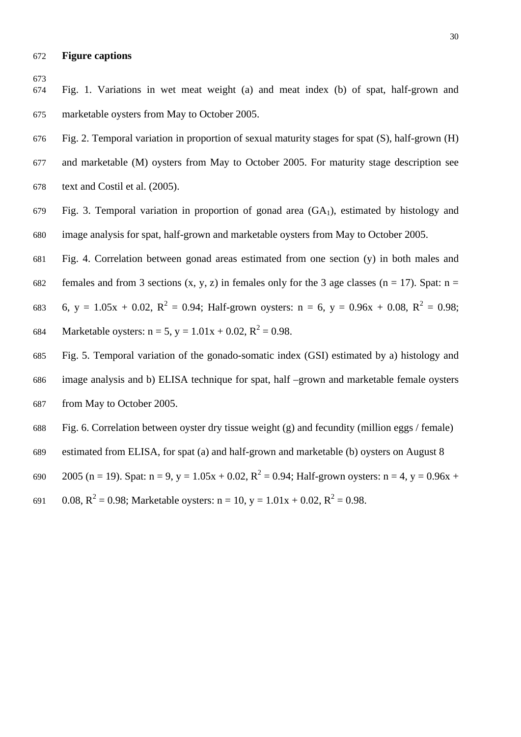**Figure captions**

Fig. 1. Variations in wet meat weight (a) and meat index (b) of spat, half-grown and marketable oysters from May to October 2005.

Fig. 2. Temporal variation in proportion of sexual maturity stages for spat (S), half-grown (H) and marketable (M) oysters from May to October 2005. For maturity stage description see text and Costil et al. (2005).

Fig. 3. Temporal variation in proportion of gonad area ($GA_1$), estimated by histology and image analysis for spat, half-grown and marketable oysters from May to October 2005.

Fig. 4. Correlation between gonad areas estimated from one section (y) in both males and females and from 3 sections (x, y, z) in females only for the 3 age classes (n = 17). Spat: n = 6, $y = 1.05x + 0.02$, $R^2 = 0.94$; Half-grown oysters: n = 6, $y = 0.96x + 0.08$, $R^2 = 0.98$; Marketable oysters: n = 5, $y = 1.01x + 0.02$, $R^2 = 0.98$.

Fig. 5. Temporal variation of the gonado-somatic index (GSI) estimated by a) histology and image analysis and b) ELISA technique for spat, half –grown and marketable female oysters from May to October 2005.

Fig. 6. Correlation between oyster dry tissue weight (g) and fecundity (million eggs / female) estimated from ELISA, for spat (a) and half-grown and marketable (b) oysters on August 8 2005 (n = 19). Spat: n = 9, $y = 1.05x + 0.02$, $R^2 = 0.94$; Half-grown oysters: n = 4, $y = 0.96x + 0.08$, $R^2 = 0.98$; Marketable oysters: n = 10, $y = 1.01x + 0.02$, $R^2 = 0.98$.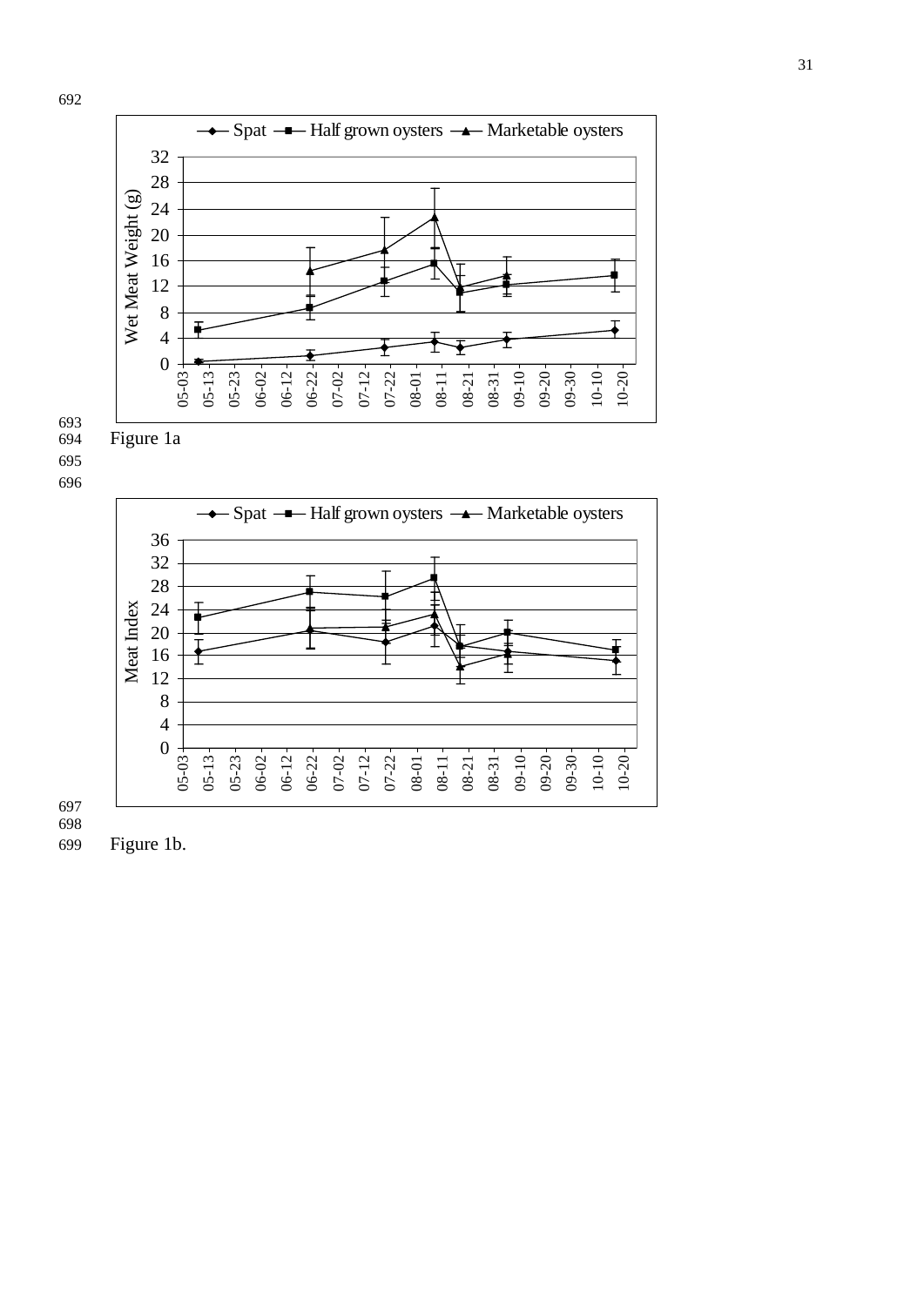692

Spat  Half grown oysters  Marketable oysters

Wet Meat Weight (g)

32
28
24
20
16
12
8
4
0

05-03 05-13 05-23 06-02 06-12 06-22 07-02 07-12 07-22 08-01 08-11 08-21 08-31 09-10 09-20 09-30 10-10 10-20

693
694 Figure 1a

695

696

Spat  Half grown oysters  Marketable oysters

Meat Index

36
32
28
24
20
16
12
8
4
0

05-03 05-13 05-23 06-02 06-12 06-22 07-02 07-12 07-22 08-01 08-11 08-21 08-31 09-10 09-20 09-30 10-10 10-20

697
698
699 Figure 1b.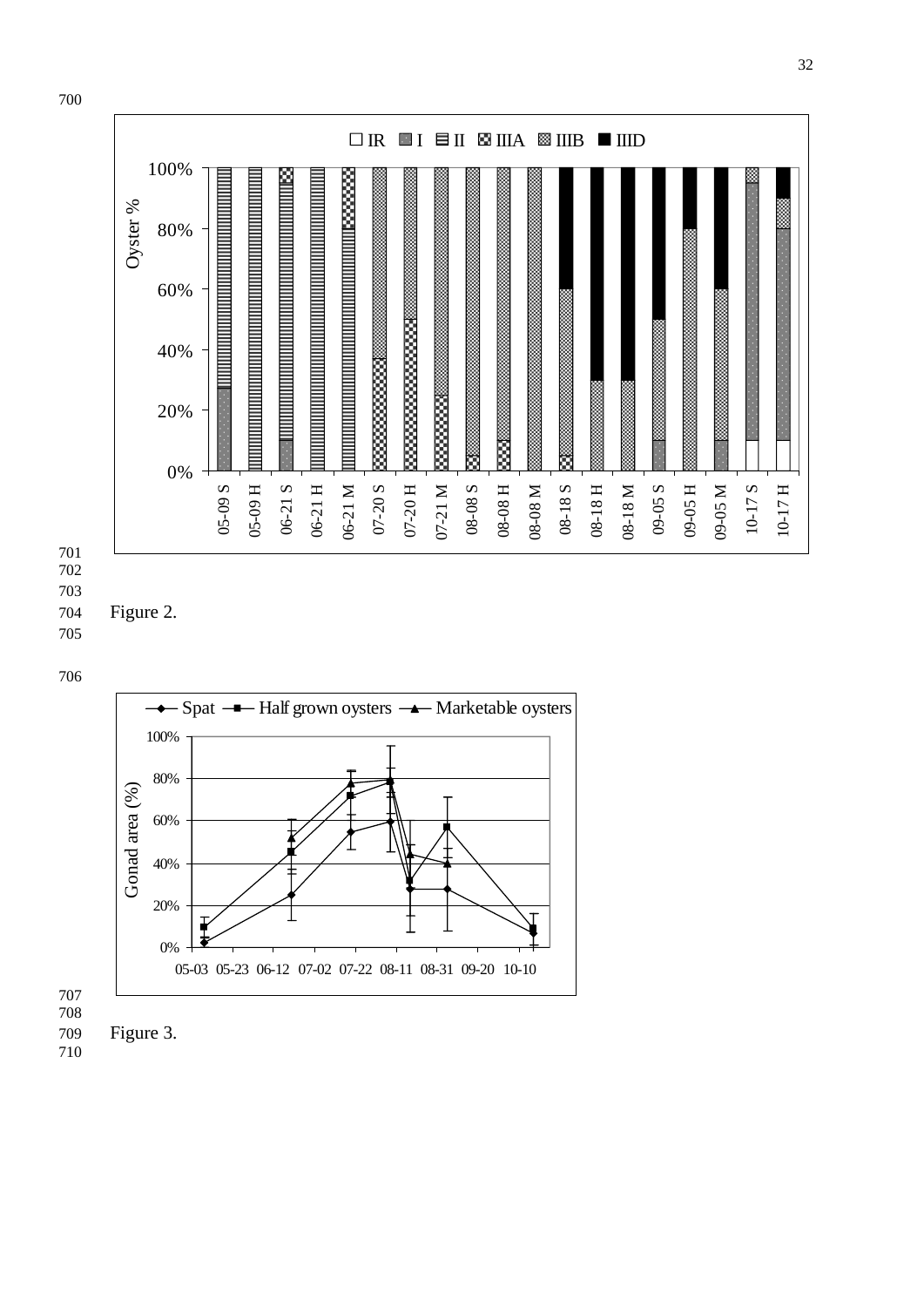□ IR ■ I ☰ II ▩ IIIA ▦ IIIB ■ IIID

100%

80%

60%

40%

20%

0%

Oyster %

05-09 S
05-09 H
06-21 S
06-21 H
06-21 M
07-20 S
07-20 H
07-21 M
08-08 S
08-08 H
08-08 M
08-18 S
08-18 H
08-18 M
09-05 S
09-05 H
09-05 M
10-17 S
10-17 H

Figure 2.

Spat — Half grown oysters — Marketable oysters

100%

80%

60%

40%

20%

0%

Gonad area (%)

05-03 05-23 06-12 07-02 07-22 08-11 08-31 09-20 10-10

Figure 3.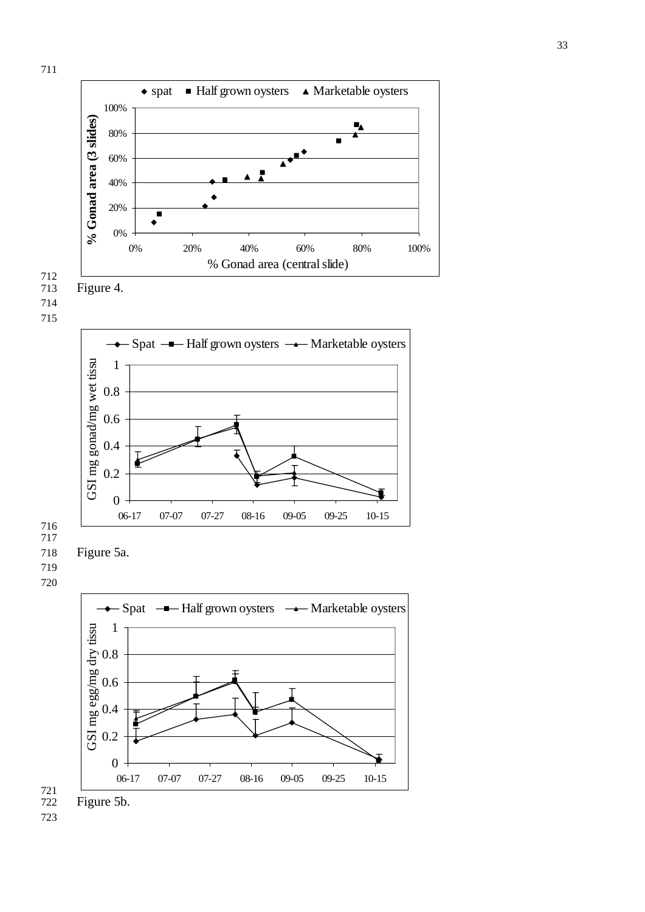◆ spat ■ Half grown oysters ▲ Marketable oysters

% Gonad area (3 slides)

100%
80%
60%
40%
20%
0%

0% 20% 40% 60% 80% 100%

% Gonad area (central slide)

Figure 4.

Spat — Half grown oysters — Marketable oysters

GSI mg gonad/mg wet tissu

1
0.8
0.6
0.4
0.2
0

06-17 07-07 07-27 08-16 09-05 09-25 10-15

Figure 5a.

Spat — Half grown oysters — Marketable oysters

GSI mg egg/mg dry tissu

1
0.8
0.6
0.4
0.2
0

06-17 07-07 07-27 08-16 09-05 09-25 10-15

Figure 5b.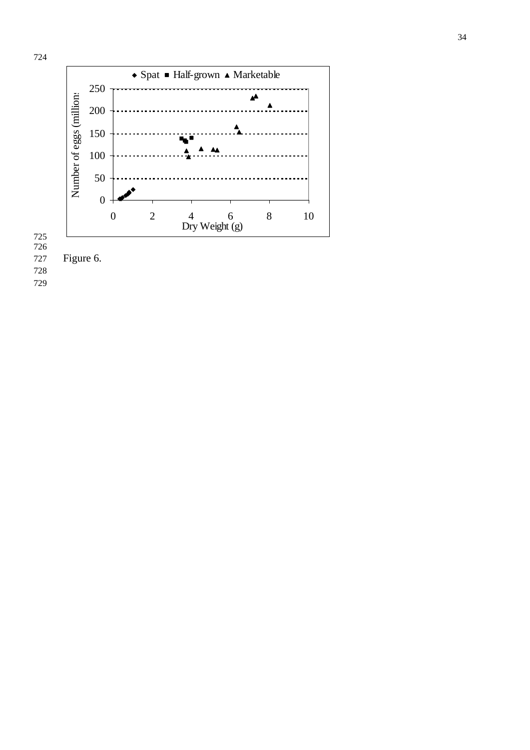◆ Spat ■ Half-grown ▲ Marketable

Number of eggs (millions)

250
200
150
100
50
0

0 2 4 6 8 10

Dry Weight (g)

Figure 6.